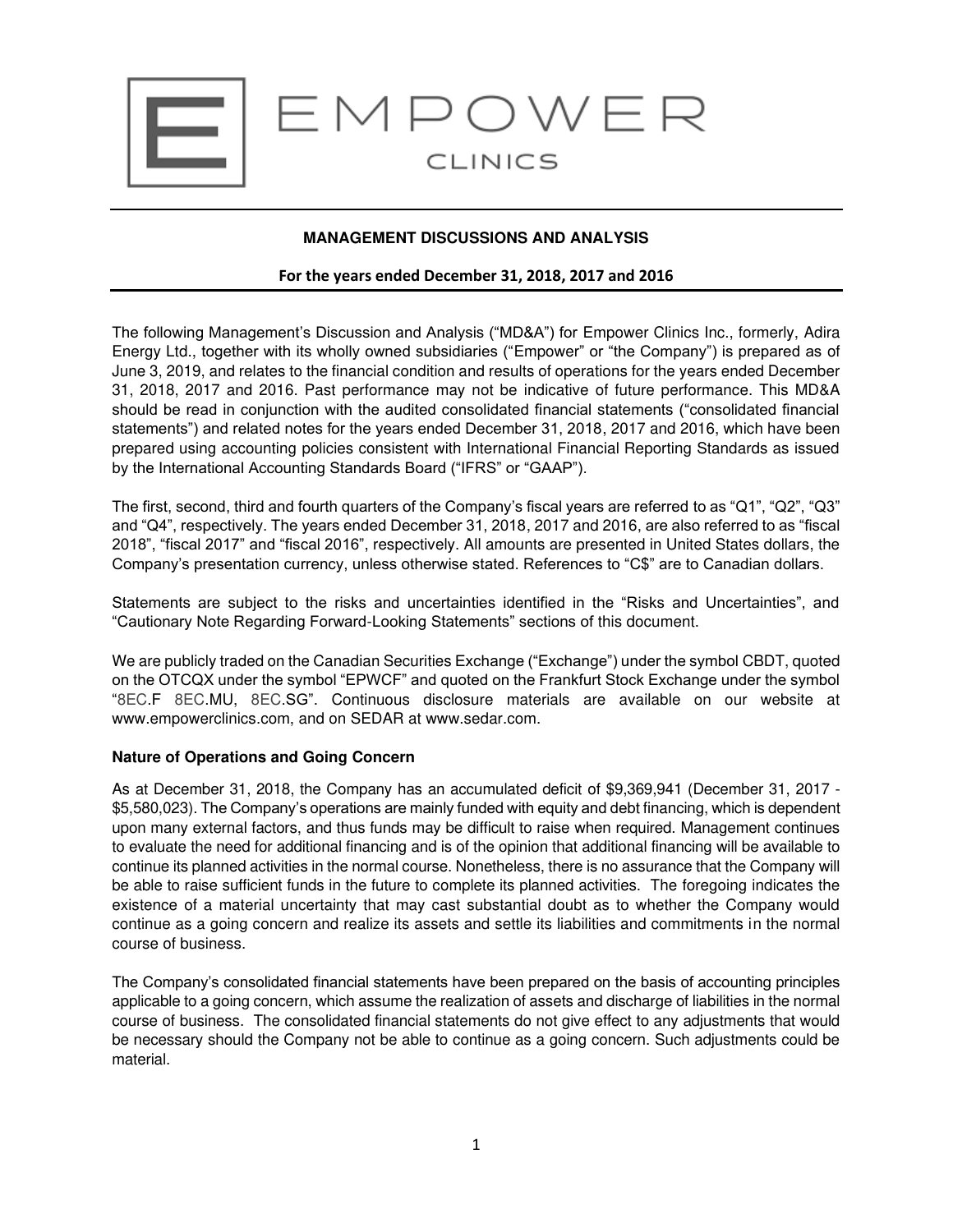# EMPOWER CLINICS

## MANAGEMENT DISCUSSIONS AND ANALYSIS

**For the years ended December 31, 2018, 2017 and 2016**

The following Management's Discussion and Analysis ("MD&A") for Empower Clinics Inc., formerly, Adira Energy Ltd., together with its wholly owned subsidiaries ("Empower" or "the Company") is prepared as of June 3, 2019, and relates to the financial condition and results of operations for the years ended December 31, 2018, 2017 and 2016. Past performance may not be indicative of future performance. This MD&A should be read in conjunction with the audited consolidated financial statements ("consolidated financial statements") and related notes for the years ended December 31, 2018, 2017 and 2016, which have been prepared using accounting policies consistent with International Financial Reporting Standards as issued by the International Accounting Standards Board ("IFRS" or "GAAP").

The first, second, third and fourth quarters of the Company's fiscal years are referred to as "Q1", "Q2", "Q3" and "Q4", respectively. The years ended December 31, 2018, 2017 and 2016, are also referred to as "fiscal 2018", "fiscal 2017" and "fiscal 2016", respectively. All amounts are presented in United States dollars, the Company's presentation currency, unless otherwise stated. References to "C$" are to Canadian dollars.

Statements are subject to the risks and uncertainties identified in the "Risks and Uncertainties", and "Cautionary Note Regarding Forward-Looking Statements" sections of this document.

We are publicly traded on the Canadian Securities Exchange ("Exchange") under the symbol CBDT, quoted on the OTCQX under the symbol "EPWCF" and quoted on the Frankfurt Stock Exchange under the symbol "8EC.F 8EC.MU, 8EC.SG". Continuous disclosure materials are available on our website at www.empowerclinics.com, and on SEDAR at www.sedar.com.

### Nature of Operations and Going Concern

As at December 31, 2018, the Company has an accumulated deficit of $9,369,941 (December 31, 2017 - $5,580,023). The Company's operations are mainly funded with equity and debt financing, which is dependent upon many external factors, and thus funds may be difficult to raise when required. Management continues to evaluate the need for additional financing and is of the opinion that additional financing will be available to continue its planned activities in the normal course. Nonetheless, there is no assurance that the Company will be able to raise sufficient funds in the future to complete its planned activities. The foregoing indicates the existence of a material uncertainty that may cast substantial doubt as to whether the Company would continue as a going concern and realize its assets and settle its liabilities and commitments in the normal course of business.

The Company's consolidated financial statements have been prepared on the basis of accounting principles applicable to a going concern, which assume the realization of assets and discharge of liabilities in the normal course of business. The consolidated financial statements do not give effect to any adjustments that would be necessary should the Company not be able to continue as a going concern. Such adjustments could be material.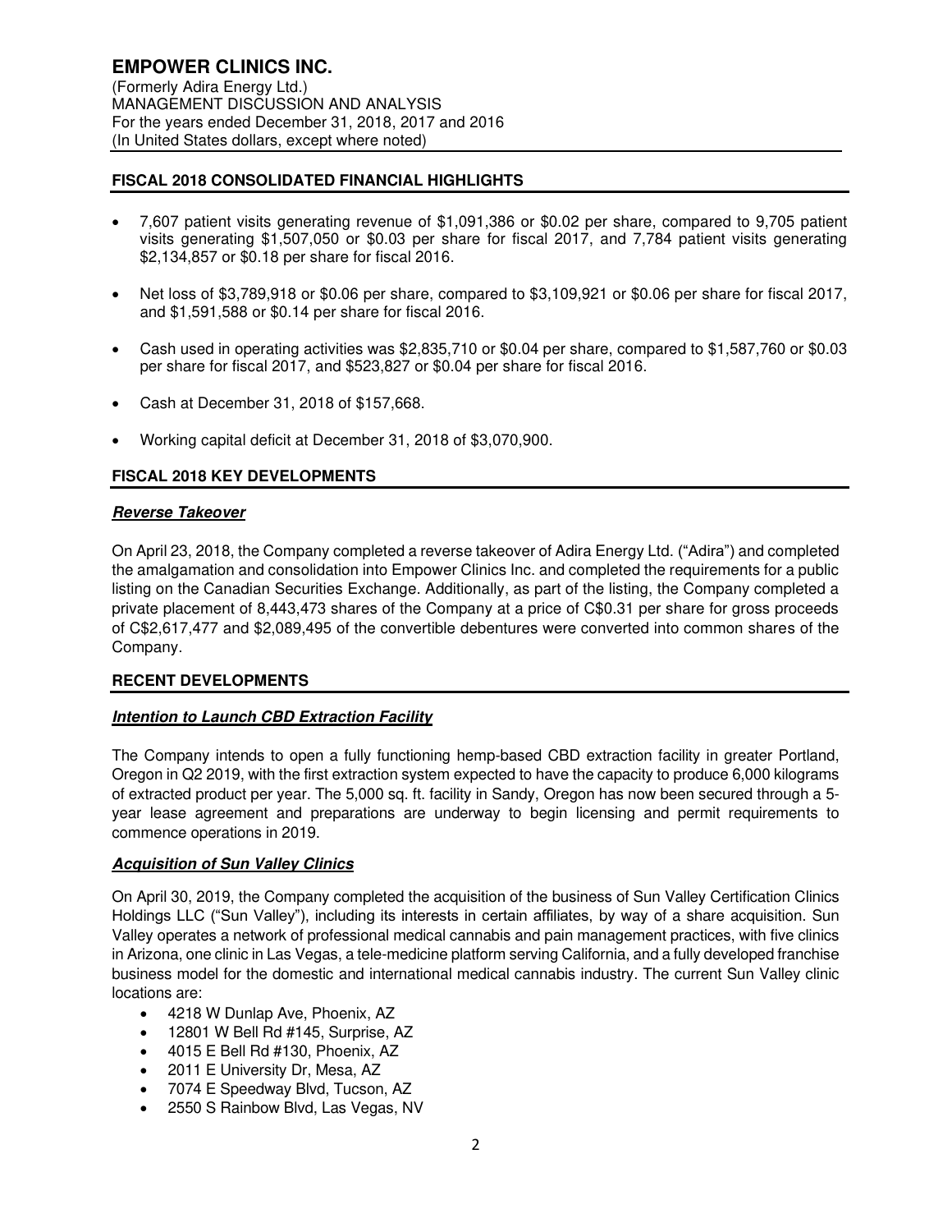## FISCAL 2018 CONSOLIDATED FINANCIAL HIGHLIGHTS

- 7,607 patient visits generating revenue of $1,091,386 or $0.02 per share, compared to 9,705 patient visits generating $1,507,050 or $0.03 per share for fiscal 2017, and 7,784 patient visits generating $2,134,857 or $0.18 per share for fiscal 2016.
- Net loss of $3,789,918 or $0.06 per share, compared to $3,109,921 or $0.06 per share for fiscal 2017, and $1,591,588 or $0.14 per share for fiscal 2016.
- Cash used in operating activities was $2,835,710 or $0.04 per share, compared to $1,587,760 or $0.03 per share for fiscal 2017, and $523,827 or $0.04 per share for fiscal 2016.
- Cash at December 31, 2018 of $157,668.
- Working capital deficit at December 31, 2018 of $3,070,900.

## FISCAL 2018 KEY DEVELOPMENTS

### ***Reverse Takeover***

On April 23, 2018, the Company completed a reverse takeover of Adira Energy Ltd. ("Adira") and completed the amalgamation and consolidation into Empower Clinics Inc. and completed the requirements for a public listing on the Canadian Securities Exchange. Additionally, as part of the listing, the Company completed a private placement of 8,443,473 shares of the Company at a price of C$0.31 per share for gross proceeds of C$2,617,477 and $2,089,495 of the convertible debentures were converted into common shares of the Company.

## RECENT DEVELOPMENTS

### ***Intention to Launch CBD Extraction Facility***

The Company intends to open a fully functioning hemp-based CBD extraction facility in greater Portland, Oregon in Q2 2019, with the first extraction system expected to have the capacity to produce 6,000 kilograms of extracted product per year. The 5,000 sq. ft. facility in Sandy, Oregon has now been secured through a 5-year lease agreement and preparations are underway to begin licensing and permit requirements to commence operations in 2019.

### ***Acquisition of Sun Valley Clinics***

On April 30, 2019, the Company completed the acquisition of the business of Sun Valley Certification Clinics Holdings LLC ("Sun Valley"), including its interests in certain affiliates, by way of a share acquisition. Sun Valley operates a network of professional medical cannabis and pain management practices, with five clinics in Arizona, one clinic in Las Vegas, a tele-medicine platform serving California, and a fully developed franchise business model for the domestic and international medical cannabis industry. The current Sun Valley clinic locations are:

- 4218 W Dunlap Ave, Phoenix, AZ
- 12801 W Bell Rd #145, Surprise, AZ
- 4015 E Bell Rd #130, Phoenix, AZ
- 2011 E University Dr, Mesa, AZ
- 7074 E Speedway Blvd, Tucson, AZ
- 2550 S Rainbow Blvd, Las Vegas, NV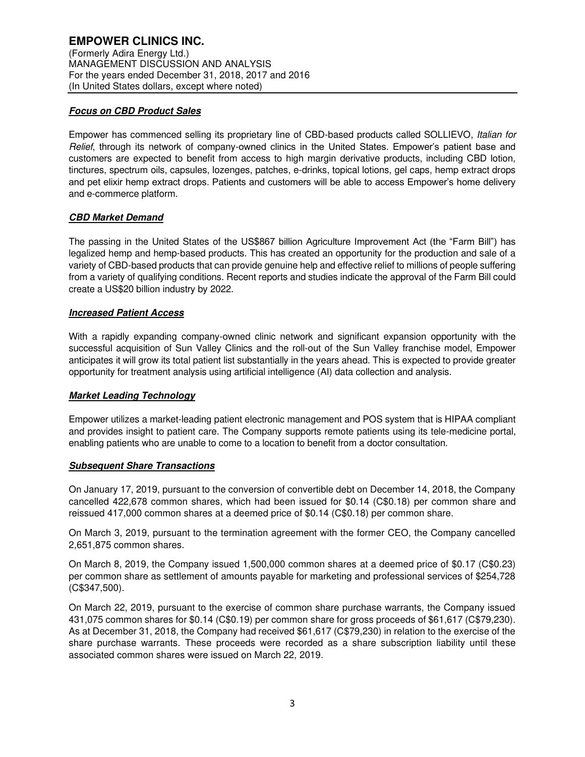***Focus on CBD Product Sales***

Empower has commenced selling its proprietary line of CBD-based products called SOLLIEVO, *Italian for Relief*, through its network of company-owned clinics in the United States. Empower's patient base and customers are expected to benefit from access to high margin derivative products, including CBD lotion, tinctures, spectrum oils, capsules, lozenges, patches, e-drinks, topical lotions, gel caps, hemp extract drops and pet elixir hemp extract drops. Patients and customers will be able to access Empower's home delivery and e-commerce platform.

***CBD Market Demand***

The passing in the United States of the US$867 billion Agriculture Improvement Act (the "Farm Bill") has legalized hemp and hemp-based products. This has created an opportunity for the production and sale of a variety of CBD-based products that can provide genuine help and effective relief to millions of people suffering from a variety of qualifying conditions. Recent reports and studies indicate the approval of the Farm Bill could create a US$20 billion industry by 2022.

***Increased Patient Access***

With a rapidly expanding company-owned clinic network and significant expansion opportunity with the successful acquisition of Sun Valley Clinics and the roll-out of the Sun Valley franchise model, Empower anticipates it will grow its total patient list substantially in the years ahead. This is expected to provide greater opportunity for treatment analysis using artificial intelligence (AI) data collection and analysis.

***Market Leading Technology***

Empower utilizes a market-leading patient electronic management and POS system that is HIPAA compliant and provides insight to patient care. The Company supports remote patients using its tele-medicine portal, enabling patients who are unable to come to a location to benefit from a doctor consultation.

***Subsequent Share Transactions***

On January 17, 2019, pursuant to the conversion of convertible debt on December 14, 2018, the Company cancelled 422,678 common shares, which had been issued for $0.14 (C$0.18) per common share and reissued 417,000 common shares at a deemed price of $0.14 (C$0.18) per common share.

On March 3, 2019, pursuant to the termination agreement with the former CEO, the Company cancelled 2,651,875 common shares.

On March 8, 2019, the Company issued 1,500,000 common shares at a deemed price of $0.17 (C$0.23) per common share as settlement of amounts payable for marketing and professional services of $254,728 (C$347,500).

On March 22, 2019, pursuant to the exercise of common share purchase warrants, the Company issued 431,075 common shares for $0.14 (C$0.19) per common share for gross proceeds of $61,617 (C$79,230). As at December 31, 2018, the Company had received $61,617 (C$79,230) in relation to the exercise of the share purchase warrants. These proceeds were recorded as a share subscription liability until these associated common shares were issued on March 22, 2019.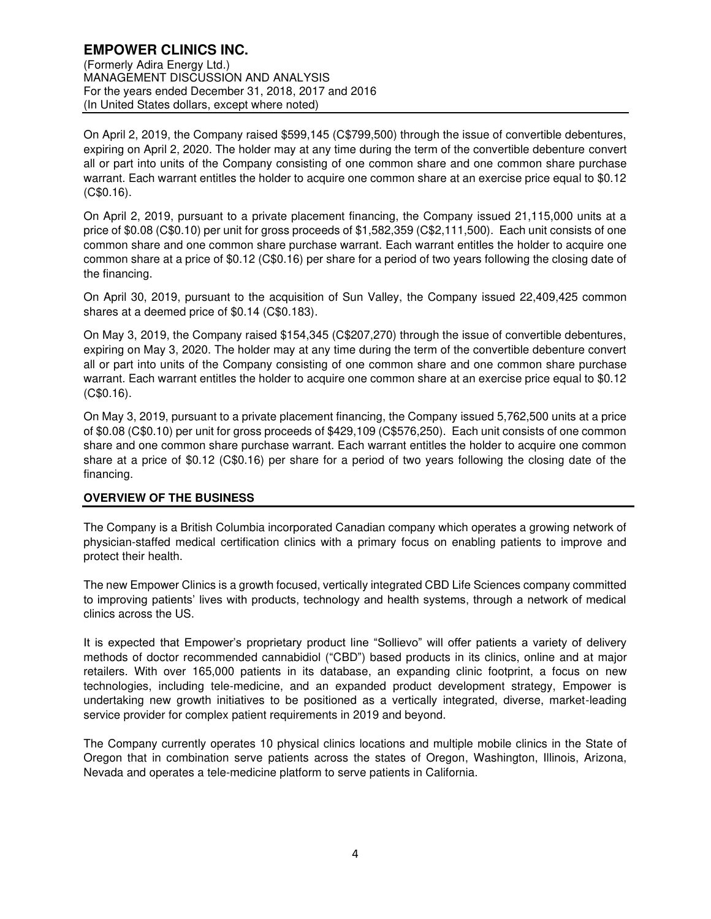On April 2, 2019, the Company raised $599,145 (C$799,500) through the issue of convertible debentures, expiring on April 2, 2020. The holder may at any time during the term of the convertible debenture convert all or part into units of the Company consisting of one common share and one common share purchase warrant. Each warrant entitles the holder to acquire one common share at an exercise price equal to $0.12 (C$0.16).

On April 2, 2019, pursuant to a private placement financing, the Company issued 21,115,000 units at a price of $0.08 (C$0.10) per unit for gross proceeds of $1,582,359 (C$2,111,500). Each unit consists of one common share and one common share purchase warrant. Each warrant entitles the holder to acquire one common share at a price of $0.12 (C$0.16) per share for a period of two years following the closing date of the financing.

On April 30, 2019, pursuant to the acquisition of Sun Valley, the Company issued 22,409,425 common shares at a deemed price of $0.14 (C$0.183).

On May 3, 2019, the Company raised $154,345 (C$207,270) through the issue of convertible debentures, expiring on May 3, 2020. The holder may at any time during the term of the convertible debenture convert all or part into units of the Company consisting of one common share and one common share purchase warrant. Each warrant entitles the holder to acquire one common share at an exercise price equal to $0.12 (C$0.16).

On May 3, 2019, pursuant to a private placement financing, the Company issued 5,762,500 units at a price of $0.08 (C$0.10) per unit for gross proceeds of $429,109 (C$576,250). Each unit consists of one common share and one common share purchase warrant. Each warrant entitles the holder to acquire one common share at a price of $0.12 (C$0.16) per share for a period of two years following the closing date of the financing.

## OVERVIEW OF THE BUSINESS

The Company is a British Columbia incorporated Canadian company which operates a growing network of physician-staffed medical certification clinics with a primary focus on enabling patients to improve and protect their health.

The new Empower Clinics is a growth focused, vertically integrated CBD Life Sciences company committed to improving patients' lives with products, technology and health systems, through a network of medical clinics across the US.

It is expected that Empower's proprietary product line "Sollievo" will offer patients a variety of delivery methods of doctor recommended cannabidiol ("CBD") based products in its clinics, online and at major retailers. With over 165,000 patients in its database, an expanding clinic footprint, a focus on new technologies, including tele-medicine, and an expanded product development strategy, Empower is undertaking new growth initiatives to be positioned as a vertically integrated, diverse, market-leading service provider for complex patient requirements in 2019 and beyond.

The Company currently operates 10 physical clinics locations and multiple mobile clinics in the State of Oregon that in combination serve patients across the states of Oregon, Washington, Illinois, Arizona, Nevada and operates a tele-medicine platform to serve patients in California.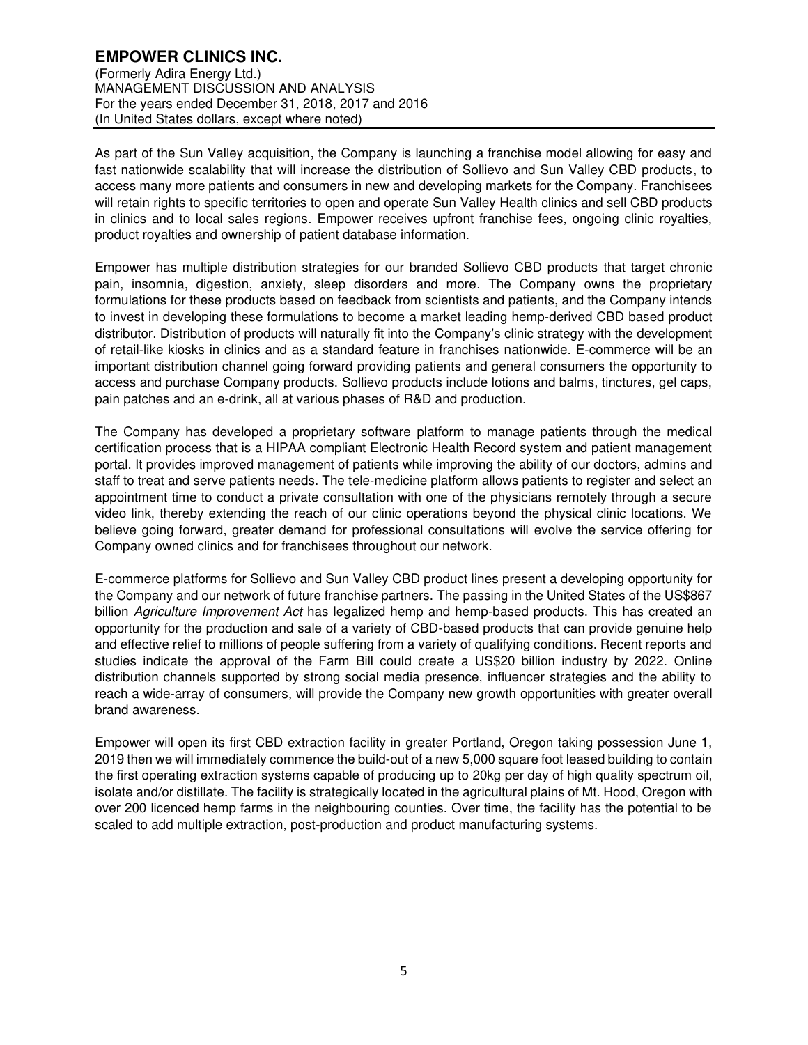As part of the Sun Valley acquisition, the Company is launching a franchise model allowing for easy and fast nationwide scalability that will increase the distribution of Sollievo and Sun Valley CBD products, to access many more patients and consumers in new and developing markets for the Company. Franchisees will retain rights to specific territories to open and operate Sun Valley Health clinics and sell CBD products in clinics and to local sales regions. Empower receives upfront franchise fees, ongoing clinic royalties, product royalties and ownership of patient database information.

Empower has multiple distribution strategies for our branded Sollievo CBD products that target chronic pain, insomnia, digestion, anxiety, sleep disorders and more. The Company owns the proprietary formulations for these products based on feedback from scientists and patients, and the Company intends to invest in developing these formulations to become a market leading hemp-derived CBD based product distributor. Distribution of products will naturally fit into the Company's clinic strategy with the development of retail-like kiosks in clinics and as a standard feature in franchises nationwide. E-commerce will be an important distribution channel going forward providing patients and general consumers the opportunity to access and purchase Company products. Sollievo products include lotions and balms, tinctures, gel caps, pain patches and an e-drink, all at various phases of R&D and production.

The Company has developed a proprietary software platform to manage patients through the medical certification process that is a HIPAA compliant Electronic Health Record system and patient management portal. It provides improved management of patients while improving the ability of our doctors, admins and staff to treat and serve patients needs. The tele-medicine platform allows patients to register and select an appointment time to conduct a private consultation with one of the physicians remotely through a secure video link, thereby extending the reach of our clinic operations beyond the physical clinic locations. We believe going forward, greater demand for professional consultations will evolve the service offering for Company owned clinics and for franchisees throughout our network.

E-commerce platforms for Sollievo and Sun Valley CBD product lines present a developing opportunity for the Company and our network of future franchise partners. The passing in the United States of the US$867 billion *Agriculture Improvement Act* has legalized hemp and hemp-based products. This has created an opportunity for the production and sale of a variety of CBD-based products that can provide genuine help and effective relief to millions of people suffering from a variety of qualifying conditions. Recent reports and studies indicate the approval of the Farm Bill could create a US$20 billion industry by 2022. Online distribution channels supported by strong social media presence, influencer strategies and the ability to reach a wide-array of consumers, will provide the Company new growth opportunities with greater overall brand awareness.

Empower will open its first CBD extraction facility in greater Portland, Oregon taking possession June 1, 2019 then we will immediately commence the build-out of a new 5,000 square foot leased building to contain the first operating extraction systems capable of producing up to 20kg per day of high quality spectrum oil, isolate and/or distillate. The facility is strategically located in the agricultural plains of Mt. Hood, Oregon with over 200 licenced hemp farms in the neighbouring counties. Over time, the facility has the potential to be scaled to add multiple extraction, post-production and product manufacturing systems.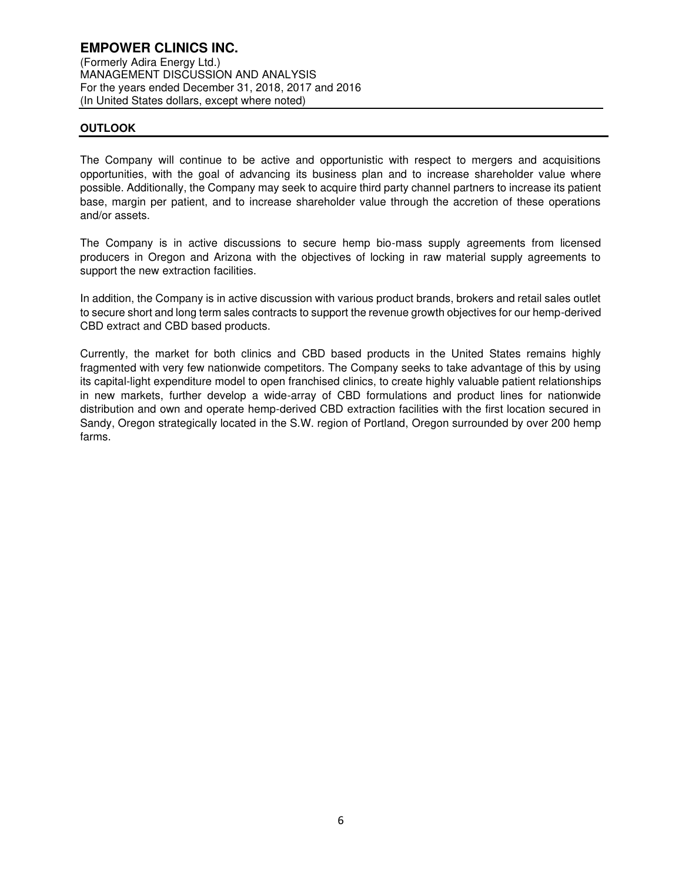## OUTLOOK

The Company will continue to be active and opportunistic with respect to mergers and acquisitions opportunities, with the goal of advancing its business plan and to increase shareholder value where possible. Additionally, the Company may seek to acquire third party channel partners to increase its patient base, margin per patient, and to increase shareholder value through the accretion of these operations and/or assets.

The Company is in active discussions to secure hemp bio-mass supply agreements from licensed producers in Oregon and Arizona with the objectives of locking in raw material supply agreements to support the new extraction facilities.

In addition, the Company is in active discussion with various product brands, brokers and retail sales outlet to secure short and long term sales contracts to support the revenue growth objectives for our hemp-derived CBD extract and CBD based products.

Currently, the market for both clinics and CBD based products in the United States remains highly fragmented with very few nationwide competitors. The Company seeks to take advantage of this by using its capital-light expenditure model to open franchised clinics, to create highly valuable patient relationships in new markets, further develop a wide-array of CBD formulations and product lines for nationwide distribution and own and operate hemp-derived CBD extraction facilities with the first location secured in Sandy, Oregon strategically located in the S.W. region of Portland, Oregon surrounded by over 200 hemp farms.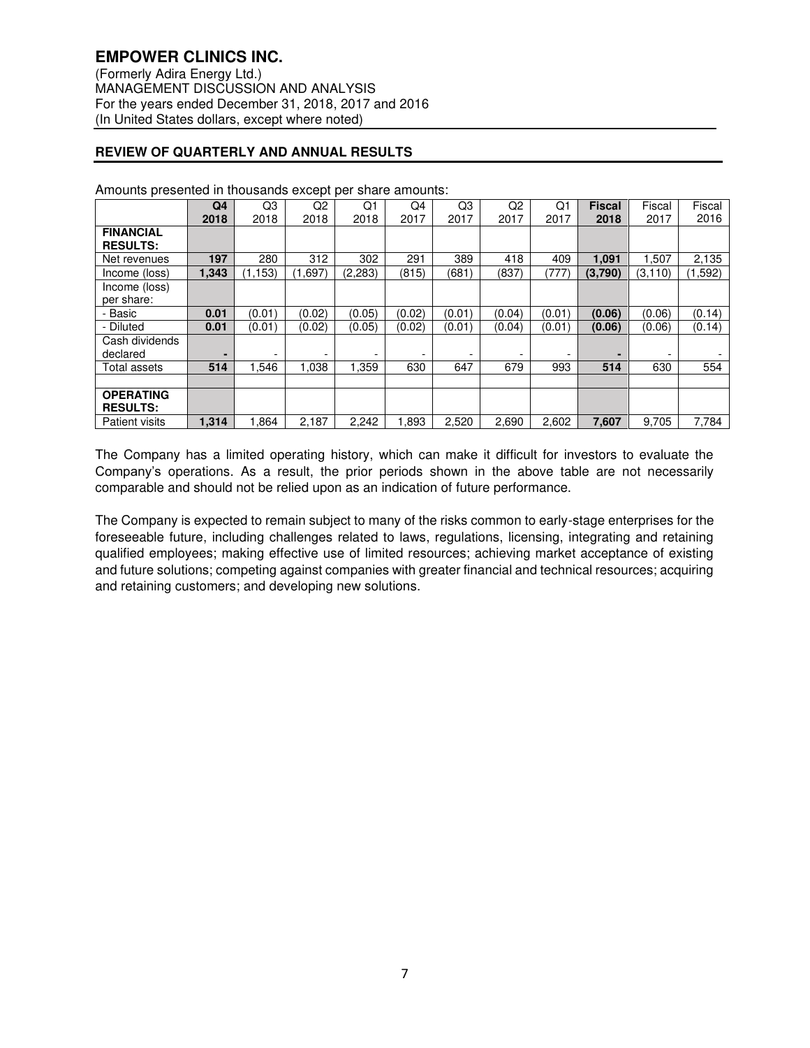**EMPOWER CLINICS INC.**
(Formerly Adira Energy Ltd.)
MANAGEMENT DISCUSSION AND ANALYSIS
For the years ended December 31, 2018, 2017 and 2016
(In United States dollars, except where noted)

## REVIEW OF QUARTERLY AND ANNUAL RESULTS

Amounts presented in thousands except per share amounts:

| | **Q4 2018** | Q3 2018 | Q2 2018 | Q1 2018 | Q4 2017 | Q3 2017 | Q2 2017 | Q1 2017 | **Fiscal 2018** | Fiscal 2017 | Fiscal 2016 |
|---|---|---|---|---|---|---|---|---|---|---|---|
| **FINANCIAL RESULTS:** | | | | | | | | | | | |
| Net revenues | **197** | 280 | 312 | 302 | 291 | 389 | 418 | 409 | **1,091** | 1,507 | 2,135 |
| Income (loss) | **1,343** | (1,153) | (1,697) | (2,283) | (815) | (681) | (837) | (777) | **(3,790)** | (3,110) | (1,592) |
| Income (loss) per share: | | | | | | | | | | | |
| - Basic | **0.01** | (0.01) | (0.02) | (0.05) | (0.02) | (0.01) | (0.04) | (0.01) | **(0.06)** | (0.06) | (0.14) |
| - Diluted | **0.01** | (0.01) | (0.02) | (0.05) | (0.02) | (0.01) | (0.04) | (0.01) | **(0.06)** | (0.06) | (0.14) |
| Cash dividends declared | **-** | - | - | - | - | - | - | - | **-** | - | - |
| Total assets | **514** | 1,546 | 1,038 | 1,359 | 630 | 647 | 679 | 993 | **514** | 630 | 554 |
| | | | | | | | | | | | |
| **OPERATING RESULTS:** | | | | | | | | | | | |
| Patient visits | **1,314** | 1,864 | 2,187 | 2,242 | 1,893 | 2,520 | 2,690 | 2,602 | **7,607** | 9,705 | 7,784 |

The Company has a limited operating history, which can make it difficult for investors to evaluate the Company's operations. As a result, the prior periods shown in the above table are not necessarily comparable and should not be relied upon as an indication of future performance.

The Company is expected to remain subject to many of the risks common to early-stage enterprises for the foreseeable future, including challenges related to laws, regulations, licensing, integrating and retaining qualified employees; making effective use of limited resources; achieving market acceptance of existing and future solutions; competing against companies with greater financial and technical resources; acquiring and retaining customers; and developing new solutions.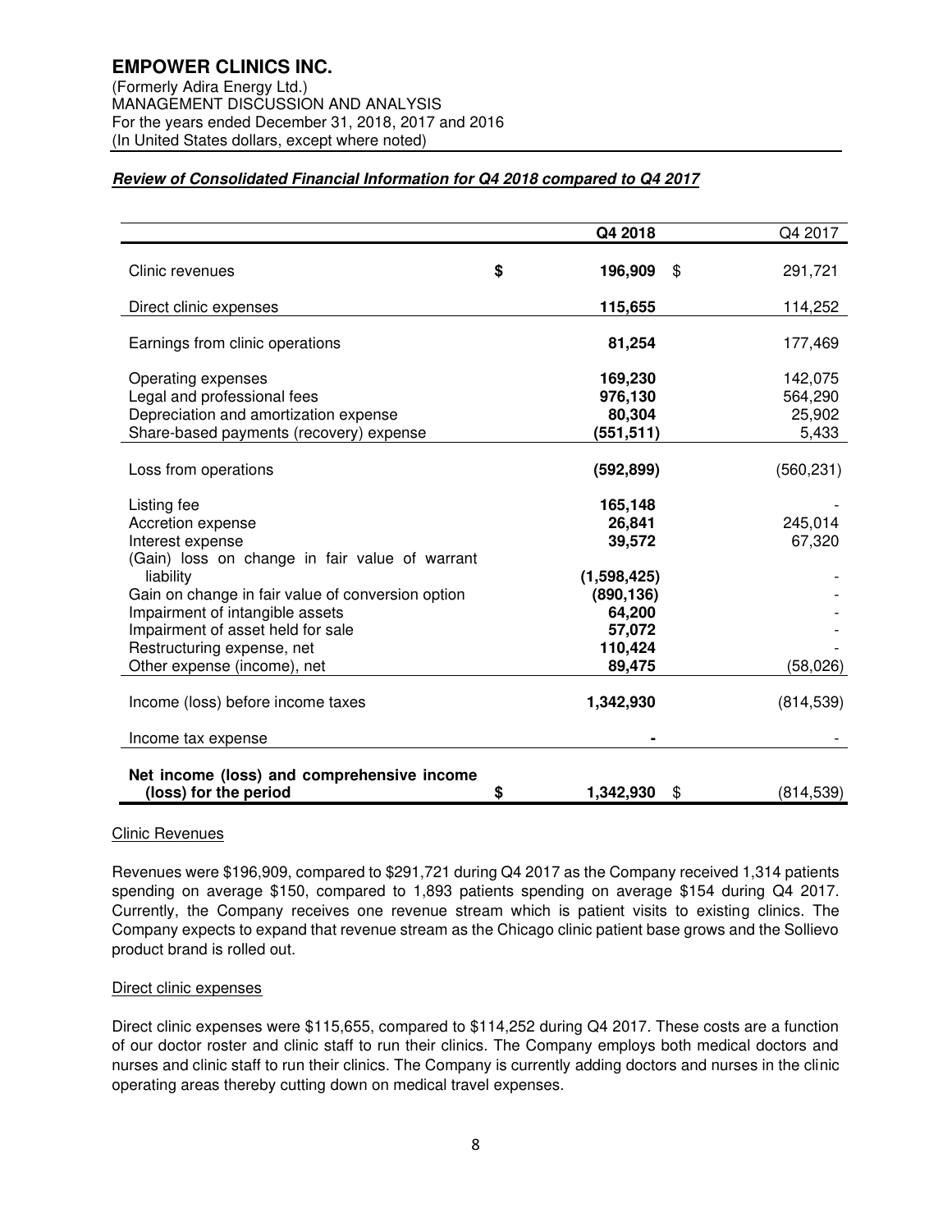# EMPOWER CLINICS INC.

(Formerly Adira Energy Ltd.)
MANAGEMENT DISCUSSION AND ANALYSIS
For the years ended December 31, 2018, 2017 and 2016
(In United States dollars, except where noted)

***Review of Consolidated Financial Information for Q4 2018 compared to Q4 2017***

| | Q4 2018 | Q4 2017 |
|---|---|---|
| Clinic revenues | **$ 196,909** | $ 291,721 |
| Direct clinic expenses | **115,655** | 114,252 |
| Earnings from clinic operations | **81,254** | 177,469 |
| Operating expenses | **169,230** | 142,075 |
| Legal and professional fees | **976,130** | 564,290 |
| Depreciation and amortization expense | **80,304** | 25,902 |
| Share-based payments (recovery) expense | **(551,511)** | 5,433 |
| Loss from operations | **(592,899)** | (560,231) |
| Listing fee | **165,148** | - |
| Accretion expense | **26,841** | 245,014 |
| Interest expense | **39,572** | 67,320 |
| (Gain) loss on change in fair value of warrant liability | **(1,598,425)** | - |
| Gain on change in fair value of conversion option | **(890,136)** | - |
| Impairment of intangible assets | **64,200** | - |
| Impairment of asset held for sale | **57,072** | - |
| Restructuring expense, net | **110,424** | - |
| Other expense (income), net | **89,475** | (58,026) |
| Income (loss) before income taxes | **1,342,930** | (814,539) |
| Income tax expense | **-** | - |
| **Net income (loss) and comprehensive income (loss) for the period** | **$ 1,342,930** | $ (814,539) |

Clinic Revenues

Revenues were $196,909, compared to $291,721 during Q4 2017 as the Company received 1,314 patients spending on average $150, compared to 1,893 patients spending on average $154 during Q4 2017. Currently, the Company receives one revenue stream which is patient visits to existing clinics. The Company expects to expand that revenue stream as the Chicago clinic patient base grows and the Sollievo product brand is rolled out.

Direct clinic expenses

Direct clinic expenses were $115,655, compared to $114,252 during Q4 2017. These costs are a function of our doctor roster and clinic staff to run their clinics. The Company employs both medical doctors and nurses and clinic staff to run their clinics. The Company is currently adding doctors and nurses in the clinic operating areas thereby cutting down on medical travel expenses.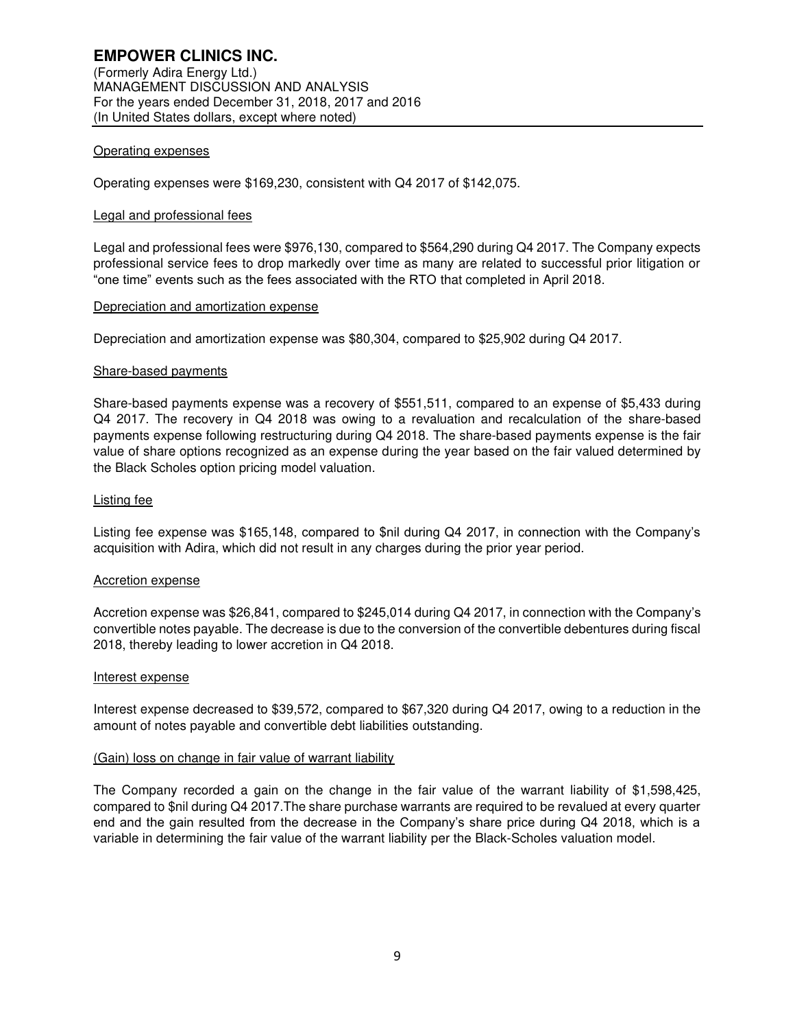#### Operating expenses

Operating expenses were $169,230, consistent with Q4 2017 of $142,075.

#### Legal and professional fees

Legal and professional fees were $976,130, compared to $564,290 during Q4 2017. The Company expects professional service fees to drop markedly over time as many are related to successful prior litigation or "one time" events such as the fees associated with the RTO that completed in April 2018.

#### Depreciation and amortization expense

Depreciation and amortization expense was $80,304, compared to $25,902 during Q4 2017.

#### Share-based payments

Share-based payments expense was a recovery of $551,511, compared to an expense of $5,433 during Q4 2017. The recovery in Q4 2018 was owing to a revaluation and recalculation of the share-based payments expense following restructuring during Q4 2018. The share-based payments expense is the fair value of share options recognized as an expense during the year based on the fair valued determined by the Black Scholes option pricing model valuation.

#### Listing fee

Listing fee expense was $165,148, compared to $nil during Q4 2017, in connection with the Company's acquisition with Adira, which did not result in any charges during the prior year period.

#### Accretion expense

Accretion expense was $26,841, compared to $245,014 during Q4 2017, in connection with the Company's convertible notes payable. The decrease is due to the conversion of the convertible debentures during fiscal 2018, thereby leading to lower accretion in Q4 2018.

#### Interest expense

Interest expense decreased to $39,572, compared to $67,320 during Q4 2017, owing to a reduction in the amount of notes payable and convertible debt liabilities outstanding.

#### (Gain) loss on change in fair value of warrant liability

The Company recorded a gain on the change in the fair value of the warrant liability of $1,598,425, compared to $nil during Q4 2017.The share purchase warrants are required to be revalued at every quarter end and the gain resulted from the decrease in the Company's share price during Q4 2018, which is a variable in determining the fair value of the warrant liability per the Black-Scholes valuation model.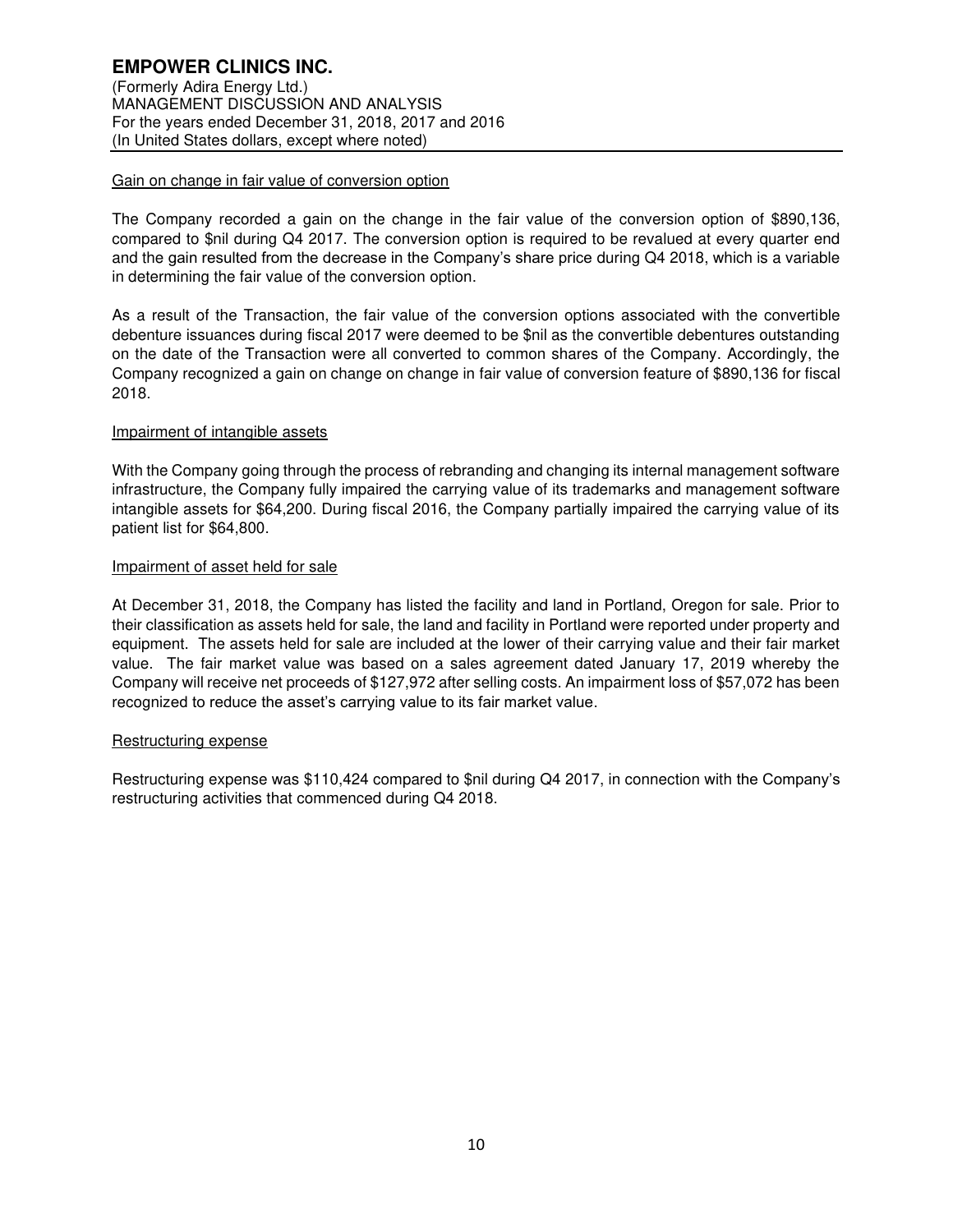Gain on change in fair value of conversion option

The Company recorded a gain on the change in the fair value of the conversion option of $890,136, compared to $nil during Q4 2017. The conversion option is required to be revalued at every quarter end and the gain resulted from the decrease in the Company's share price during Q4 2018, which is a variable in determining the fair value of the conversion option.

As a result of the Transaction, the fair value of the conversion options associated with the convertible debenture issuances during fiscal 2017 were deemed to be $nil as the convertible debentures outstanding on the date of the Transaction were all converted to common shares of the Company. Accordingly, the Company recognized a gain on change on change in fair value of conversion feature of $890,136 for fiscal 2018.

Impairment of intangible assets

With the Company going through the process of rebranding and changing its internal management software infrastructure, the Company fully impaired the carrying value of its trademarks and management software intangible assets for $64,200. During fiscal 2016, the Company partially impaired the carrying value of its patient list for $64,800.

Impairment of asset held for sale

At December 31, 2018, the Company has listed the facility and land in Portland, Oregon for sale. Prior to their classification as assets held for sale, the land and facility in Portland were reported under property and equipment. The assets held for sale are included at the lower of their carrying value and their fair market value. The fair market value was based on a sales agreement dated January 17, 2019 whereby the Company will receive net proceeds of $127,972 after selling costs. An impairment loss of $57,072 has been recognized to reduce the asset's carrying value to its fair market value.

Restructuring expense

Restructuring expense was $110,424 compared to $nil during Q4 2017, in connection with the Company's restructuring activities that commenced during Q4 2018.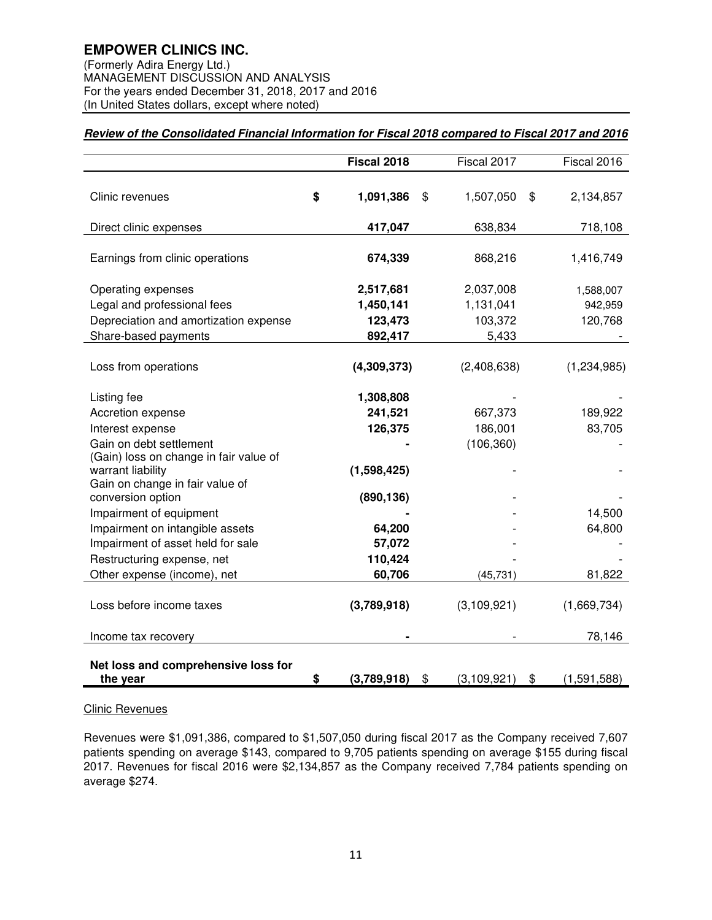# EMPOWER CLINICS INC.

(Formerly Adira Energy Ltd.)
MANAGEMENT DISCUSSION AND ANALYSIS
For the years ended December 31, 2018, 2017 and 2016
(In United States dollars, except where noted)

***Review of the Consolidated Financial Information for Fiscal 2018 compared to Fiscal 2017 and 2016***

| | **Fiscal 2018** | Fiscal 2017 | Fiscal 2016 |
|---|---|---|---|
| Clinic revenues | **$ 1,091,386** | $ 1,507,050 | $ 2,134,857 |
| Direct clinic expenses | **417,047** | 638,834 | 718,108 |
| Earnings from clinic operations | **674,339** | 868,216 | 1,416,749 |
| Operating expenses | **2,517,681** | 2,037,008 | 1,588,007 |
| Legal and professional fees | **1,450,141** | 1,131,041 | 942,959 |
| Depreciation and amortization expense | **123,473** | 103,372 | 120,768 |
| Share-based payments | **892,417** | 5,433 | - |
| Loss from operations | **(4,309,373)** | (2,408,638) | (1,234,985) |
| Listing fee | **1,308,808** | - | - |
| Accretion expense | **241,521** | 667,373 | 189,922 |
| Interest expense | **126,375** | 186,001 | 83,705 |
| Gain on debt settlement | **-** | (106,360) | - |
| (Gain) loss on change in fair value of warrant liability | **(1,598,425)** | - | - |
| Gain on change in fair value of conversion option | **(890,136)** | - | - |
| Impairment of equipment | **-** | - | 14,500 |
| Impairment on intangible assets | **64,200** | - | 64,800 |
| Impairment of asset held for sale | **57,072** | - | - |
| Restructuring expense, net | **110,424** | - | - |
| Other expense (income), net | **60,706** | (45,731) | 81,822 |
| Loss before income taxes | **(3,789,918)** | (3,109,921) | (1,669,734) |
| Income tax recovery | **-** | - | 78,146 |
| **Net loss and comprehensive loss for the year** | **$ (3,789,918)** | $ (3,109,921) | $ (1,591,588) |

Clinic Revenues

Revenues were $1,091,386, compared to $1,507,050 during fiscal 2017 as the Company received 7,607 patients spending on average $143, compared to 9,705 patients spending on average $155 during fiscal 2017. Revenues for fiscal 2016 were $2,134,857 as the Company received 7,784 patients spending on average $274.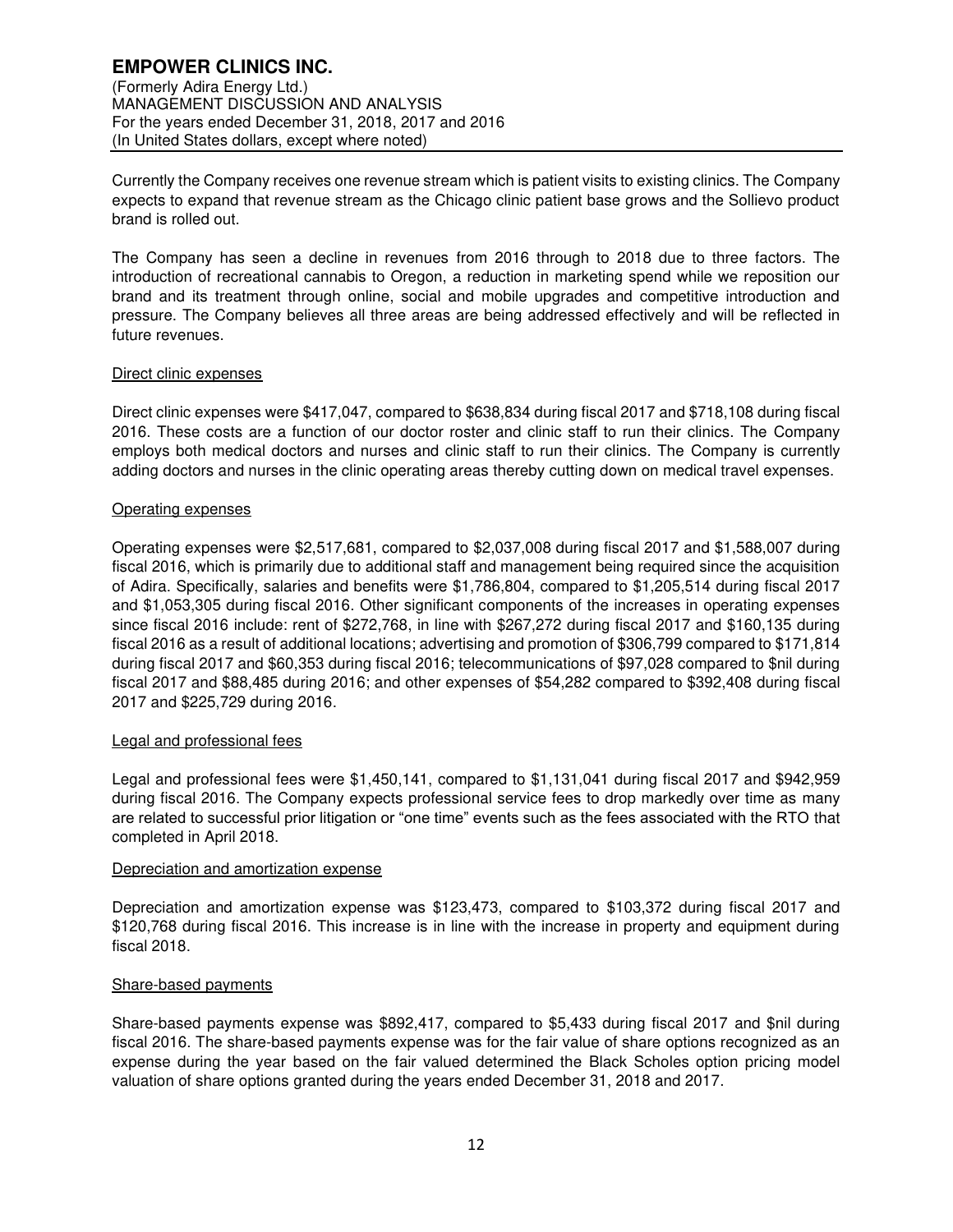Currently the Company receives one revenue stream which is patient visits to existing clinics. The Company expects to expand that revenue stream as the Chicago clinic patient base grows and the Sollievo product brand is rolled out.

The Company has seen a decline in revenues from 2016 through to 2018 due to three factors. The introduction of recreational cannabis to Oregon, a reduction in marketing spend while we reposition our brand and its treatment through online, social and mobile upgrades and competitive introduction and pressure. The Company believes all three areas are being addressed effectively and will be reflected in future revenues.

Direct clinic expenses

Direct clinic expenses were $417,047, compared to $638,834 during fiscal 2017 and $718,108 during fiscal 2016. These costs are a function of our doctor roster and clinic staff to run their clinics. The Company employs both medical doctors and nurses and clinic staff to run their clinics. The Company is currently adding doctors and nurses in the clinic operating areas thereby cutting down on medical travel expenses.

Operating expenses

Operating expenses were $2,517,681, compared to $2,037,008 during fiscal 2017 and $1,588,007 during fiscal 2016, which is primarily due to additional staff and management being required since the acquisition of Adira. Specifically, salaries and benefits were $1,786,804, compared to $1,205,514 during fiscal 2017 and $1,053,305 during fiscal 2016. Other significant components of the increases in operating expenses since fiscal 2016 include: rent of $272,768, in line with $267,272 during fiscal 2017 and $160,135 during fiscal 2016 as a result of additional locations; advertising and promotion of $306,799 compared to $171,814 during fiscal 2017 and $60,353 during fiscal 2016; telecommunications of $97,028 compared to $nil during fiscal 2017 and $88,485 during 2016; and other expenses of $54,282 compared to $392,408 during fiscal 2017 and $225,729 during 2016.

Legal and professional fees

Legal and professional fees were $1,450,141, compared to $1,131,041 during fiscal 2017 and $942,959 during fiscal 2016. The Company expects professional service fees to drop markedly over time as many are related to successful prior litigation or "one time" events such as the fees associated with the RTO that completed in April 2018.

Depreciation and amortization expense

Depreciation and amortization expense was $123,473, compared to $103,372 during fiscal 2017 and $120,768 during fiscal 2016. This increase is in line with the increase in property and equipment during fiscal 2018.

Share-based payments

Share-based payments expense was $892,417, compared to $5,433 during fiscal 2017 and $nil during fiscal 2016. The share-based payments expense was for the fair value of share options recognized as an expense during the year based on the fair valued determined the Black Scholes option pricing model valuation of share options granted during the years ended December 31, 2018 and 2017.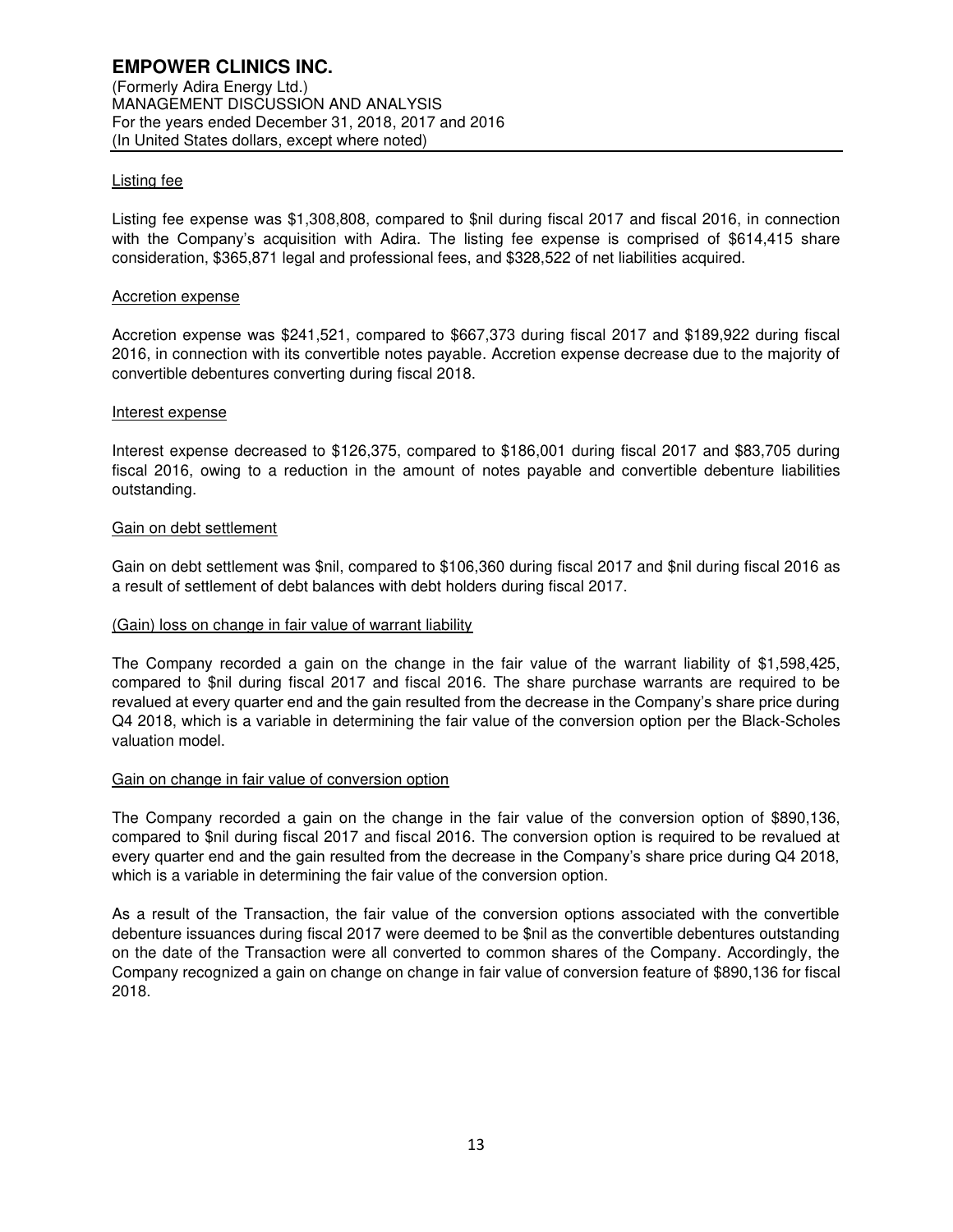### Listing fee

Listing fee expense was $1,308,808, compared to $nil during fiscal 2017 and fiscal 2016, in connection with the Company's acquisition with Adira. The listing fee expense is comprised of $614,415 share consideration, $365,871 legal and professional fees, and $328,522 of net liabilities acquired.

### Accretion expense

Accretion expense was $241,521, compared to $667,373 during fiscal 2017 and $189,922 during fiscal 2016, in connection with its convertible notes payable. Accretion expense decrease due to the majority of convertible debentures converting during fiscal 2018.

### Interest expense

Interest expense decreased to $126,375, compared to $186,001 during fiscal 2017 and $83,705 during fiscal 2016, owing to a reduction in the amount of notes payable and convertible debenture liabilities outstanding.

### Gain on debt settlement

Gain on debt settlement was $nil, compared to $106,360 during fiscal 2017 and $nil during fiscal 2016 as a result of settlement of debt balances with debt holders during fiscal 2017.

### (Gain) loss on change in fair value of warrant liability

The Company recorded a gain on the change in the fair value of the warrant liability of $1,598,425, compared to $nil during fiscal 2017 and fiscal 2016. The share purchase warrants are required to be revalued at every quarter end and the gain resulted from the decrease in the Company's share price during Q4 2018, which is a variable in determining the fair value of the conversion option per the Black-Scholes valuation model.

### Gain on change in fair value of conversion option

The Company recorded a gain on the change in the fair value of the conversion option of $890,136, compared to $nil during fiscal 2017 and fiscal 2016. The conversion option is required to be revalued at every quarter end and the gain resulted from the decrease in the Company's share price during Q4 2018, which is a variable in determining the fair value of the conversion option.

As a result of the Transaction, the fair value of the conversion options associated with the convertible debenture issuances during fiscal 2017 were deemed to be $nil as the convertible debentures outstanding on the date of the Transaction were all converted to common shares of the Company. Accordingly, the Company recognized a gain on change on change in fair value of conversion feature of $890,136 for fiscal 2018.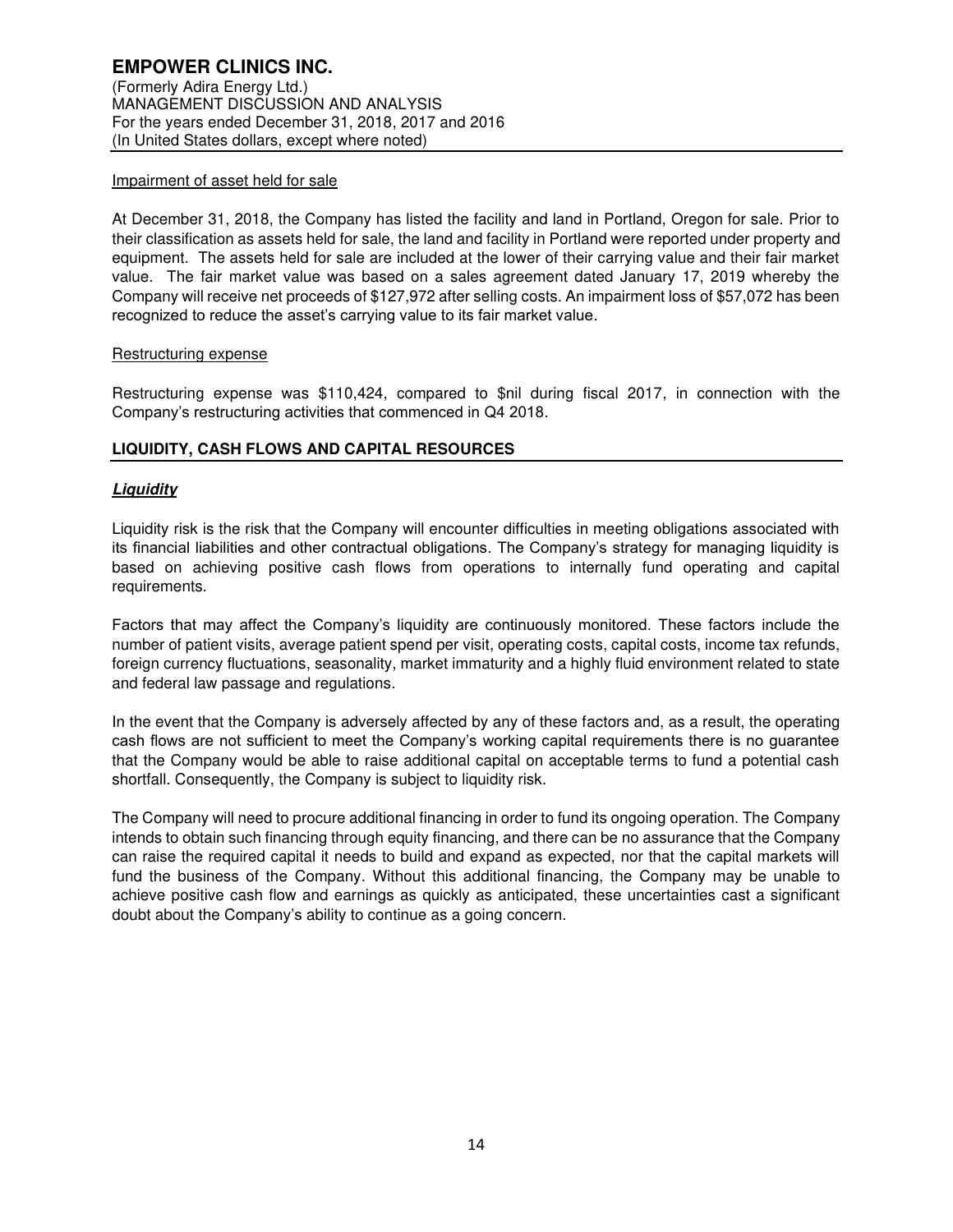Impairment of asset held for sale

At December 31, 2018, the Company has listed the facility and land in Portland, Oregon for sale. Prior to their classification as assets held for sale, the land and facility in Portland were reported under property and equipment. The assets held for sale are included at the lower of their carrying value and their fair market value. The fair market value was based on a sales agreement dated January 17, 2019 whereby the Company will receive net proceeds of $127,972 after selling costs. An impairment loss of $57,072 has been recognized to reduce the asset's carrying value to its fair market value.

Restructuring expense

Restructuring expense was $110,424, compared to $nil during fiscal 2017, in connection with the Company's restructuring activities that commenced in Q4 2018.

## LIQUIDITY, CASH FLOWS AND CAPITAL RESOURCES

### ***Liquidity***

Liquidity risk is the risk that the Company will encounter difficulties in meeting obligations associated with its financial liabilities and other contractual obligations. The Company's strategy for managing liquidity is based on achieving positive cash flows from operations to internally fund operating and capital requirements.

Factors that may affect the Company's liquidity are continuously monitored. These factors include the number of patient visits, average patient spend per visit, operating costs, capital costs, income tax refunds, foreign currency fluctuations, seasonality, market immaturity and a highly fluid environment related to state and federal law passage and regulations.

In the event that the Company is adversely affected by any of these factors and, as a result, the operating cash flows are not sufficient to meet the Company's working capital requirements there is no guarantee that the Company would be able to raise additional capital on acceptable terms to fund a potential cash shortfall. Consequently, the Company is subject to liquidity risk.

The Company will need to procure additional financing in order to fund its ongoing operation. The Company intends to obtain such financing through equity financing, and there can be no assurance that the Company can raise the required capital it needs to build and expand as expected, nor that the capital markets will fund the business of the Company. Without this additional financing, the Company may be unable to achieve positive cash flow and earnings as quickly as anticipated, these uncertainties cast a significant doubt about the Company's ability to continue as a going concern.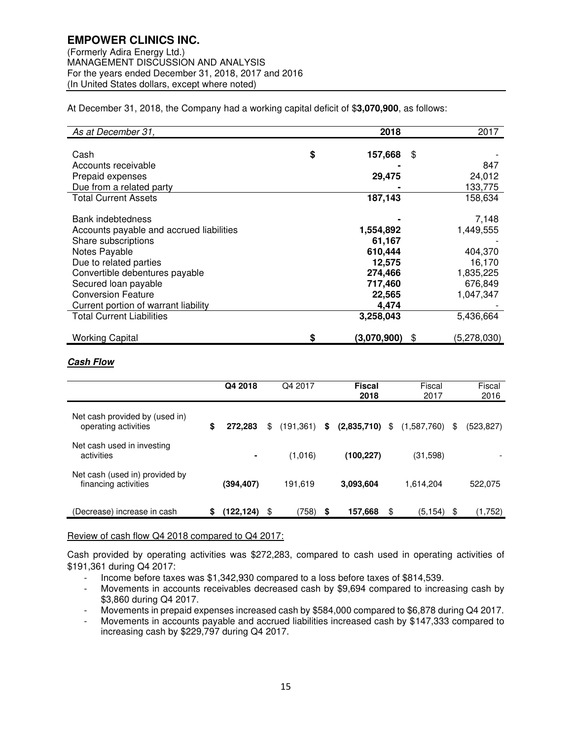At December 31, 2018, the Company had a working capital deficit of $**3,070,900**, as follows:

| *As at December 31,* | **2018** | 2017 |
|---|---|---|
| Cash | **$ 157,668** | $ - |
| Accounts receivable | **-** | 847 |
| Prepaid expenses | **29,475** | 24,012 |
| Due from a related party | **-** | 133,775 |
| Total Current Assets | **187,143** | 158,634 |
| Bank indebtedness | **-** | 7,148 |
| Accounts payable and accrued liabilities | **1,554,892** | 1,449,555 |
| Share subscriptions | **61,167** | - |
| Notes Payable | **610,444** | 404,370 |
| Due to related parties | **12,575** | 16,170 |
| Convertible debentures payable | **274,466** | 1,835,225 |
| Secured loan payable | **717,460** | 676,849 |
| Conversion Feature | **22,565** | 1,047,347 |
| Current portion of warrant liability | **4,474** | - |
| Total Current Liabilities | **3,258,043** | 5,436,664 |
| Working Capital | **$ (3,070,900)** | $ (5,278,030) |

***Cash Flow***

| | **Q4 2018** | Q4 2017 | **Fiscal 2018** | Fiscal 2017 | Fiscal 2016 |
|---|---|---|---|---|---|
| Net cash provided by (used in) operating activities | **$ 272,283** | $ (191,361) | **$ (2,835,710)** | $ (1,587,760) | $ (523,827) |
| Net cash used in investing activities | **-** | (1,016) | **(100,227)** | (31,598) | - |
| Net cash (used in) provided by financing activities | **(394,407)** | 191,619 | **3,093,604** | 1,614,204 | 522,075 |
| (Decrease) increase in cash | **$ (122,124)** | $ (758) | **$ 157,668** | $ (5,154) | $ (1,752) |

Review of cash flow Q4 2018 compared to Q4 2017:

Cash provided by operating activities was $272,283, compared to cash used in operating activities of $191,361 during Q4 2017:

- Income before taxes was $1,342,930 compared to a loss before taxes of $814,539.
- Movements in accounts receivables decreased cash by $9,694 compared to increasing cash by $3,860 during Q4 2017.
- Movements in prepaid expenses increased cash by $584,000 compared to $6,878 during Q4 2017.
- Movements in accounts payable and accrued liabilities increased cash by $147,333 compared to increasing cash by $229,797 during Q4 2017.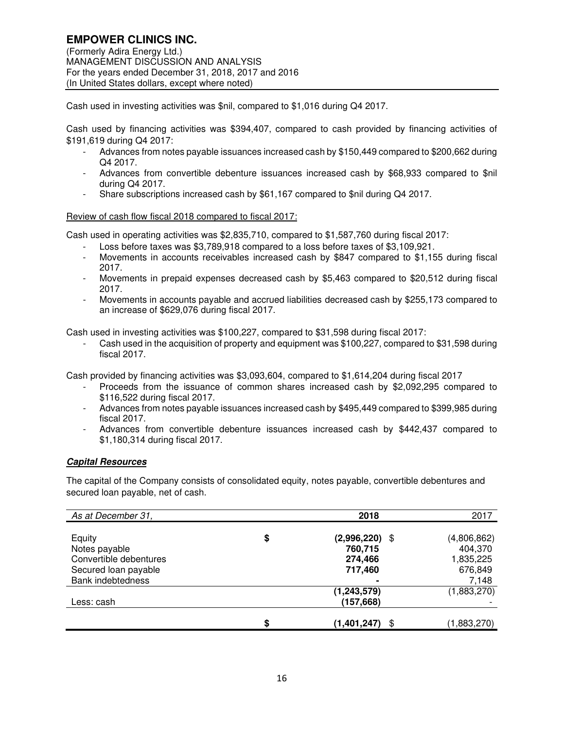Cash used in investing activities was $nil, compared to $1,016 during Q4 2017.

Cash used by financing activities was $394,407, compared to cash provided by financing activities of $191,619 during Q4 2017:

- Advances from notes payable issuances increased cash by $150,449 compared to $200,662 during Q4 2017.
- Advances from convertible debenture issuances increased cash by $68,933 compared to $nil during Q4 2017.
- Share subscriptions increased cash by $61,167 compared to $nil during Q4 2017.

Review of cash flow fiscal 2018 compared to fiscal 2017:

Cash used in operating activities was $2,835,710, compared to $1,587,760 during fiscal 2017:

- Loss before taxes was $3,789,918 compared to a loss before taxes of $3,109,921.
- Movements in accounts receivables increased cash by $847 compared to $1,155 during fiscal 2017.
- Movements in prepaid expenses decreased cash by $5,463 compared to $20,512 during fiscal 2017.
- Movements in accounts payable and accrued liabilities decreased cash by $255,173 compared to an increase of $629,076 during fiscal 2017.

Cash used in investing activities was $100,227, compared to $31,598 during fiscal 2017:

- Cash used in the acquisition of property and equipment was $100,227, compared to $31,598 during fiscal 2017.

Cash provided by financing activities was $3,093,604, compared to $1,614,204 during fiscal 2017

- Proceeds from the issuance of common shares increased cash by $2,092,295 compared to $116,522 during fiscal 2017.
- Advances from notes payable issuances increased cash by $495,449 compared to $399,985 during fiscal 2017.
- Advances from convertible debenture issuances increased cash by $442,437 compared to $1,180,314 during fiscal 2017.

***Capital Resources***

The capital of the Company consists of consolidated equity, notes payable, convertible debentures and secured loan payable, net of cash.

| *As at December 31,* | | **2018** | | 2017 |
|---|---|---|---|---|
| Equity | **$** | **(2,996,220)** | $ | (4,806,862) |
| Notes payable | | **760,715** | | 404,370 |
| Convertible debentures | | **274,466** | | 1,835,225 |
| Secured loan payable | | **717,460** | | 676,849 |
| Bank indebtedness | | **-** | | 7,148 |
| | | **(1,243,579)** | | (1,883,270) |
| Less: cash | | **(157,668)** | | - |
| | **$** | **(1,401,247)** | $ | (1,883,270) |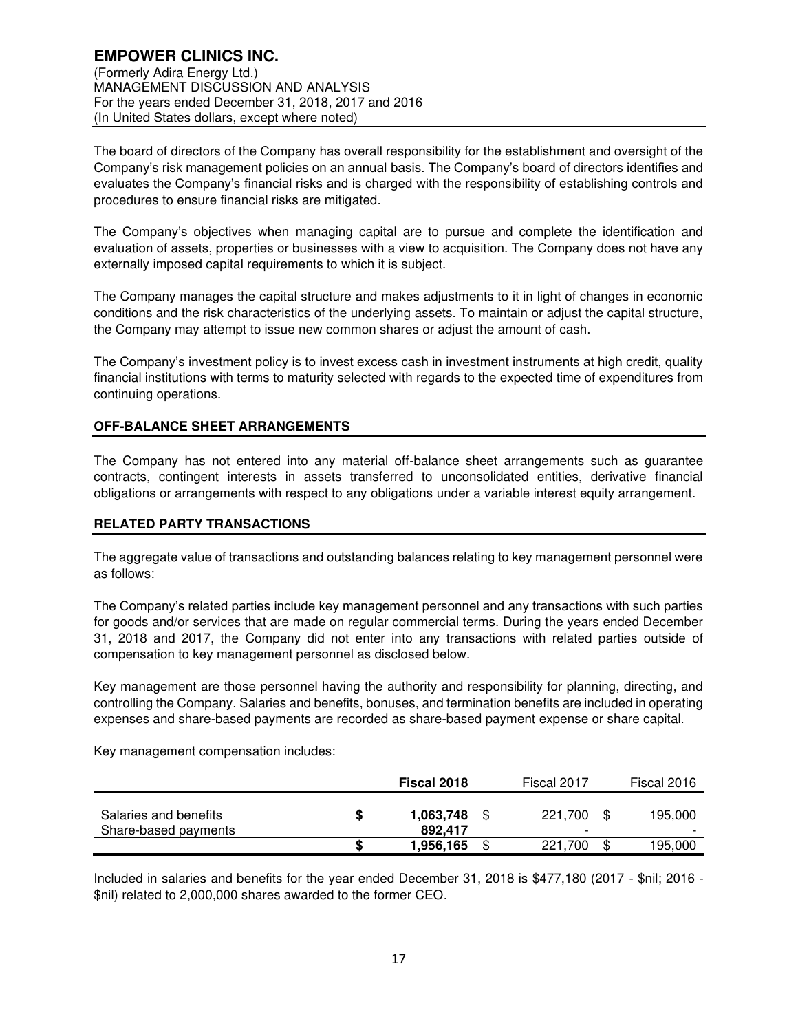The board of directors of the Company has overall responsibility for the establishment and oversight of the Company's risk management policies on an annual basis. The Company's board of directors identifies and evaluates the Company's financial risks and is charged with the responsibility of establishing controls and procedures to ensure financial risks are mitigated.

The Company's objectives when managing capital are to pursue and complete the identification and evaluation of assets, properties or businesses with a view to acquisition. The Company does not have any externally imposed capital requirements to which it is subject.

The Company manages the capital structure and makes adjustments to it in light of changes in economic conditions and the risk characteristics of the underlying assets. To maintain or adjust the capital structure, the Company may attempt to issue new common shares or adjust the amount of cash.

The Company's investment policy is to invest excess cash in investment instruments at high credit, quality financial institutions with terms to maturity selected with regards to the expected time of expenditures from continuing operations.

## OFF-BALANCE SHEET ARRANGEMENTS

The Company has not entered into any material off-balance sheet arrangements such as guarantee contracts, contingent interests in assets transferred to unconsolidated entities, derivative financial obligations or arrangements with respect to any obligations under a variable interest equity arrangement.

## RELATED PARTY TRANSACTIONS

The aggregate value of transactions and outstanding balances relating to key management personnel were as follows:

The Company's related parties include key management personnel and any transactions with such parties for goods and/or services that are made on regular commercial terms. During the years ended December 31, 2018 and 2017, the Company did not enter into any transactions with related parties outside of compensation to key management personnel as disclosed below.

Key management are those personnel having the authority and responsibility for planning, directing, and controlling the Company. Salaries and benefits, bonuses, and termination benefits are included in operating expenses and share-based payments are recorded as share-based payment expense or share capital.

Key management compensation includes:

| | **Fiscal 2018** | Fiscal 2017 | Fiscal 2016 |
|---|---|---|---|
| Salaries and benefits | **$ 1,063,748** | $ 221,700 | $ 195,000 |
| Share-based payments | **892,417** | - | - |
| | **$ 1,956,165** | $ 221,700 | $ 195,000 |

Included in salaries and benefits for the year ended December 31, 2018 is $477,180 (2017 - $nil; 2016 - $nil) related to 2,000,000 shares awarded to the former CEO.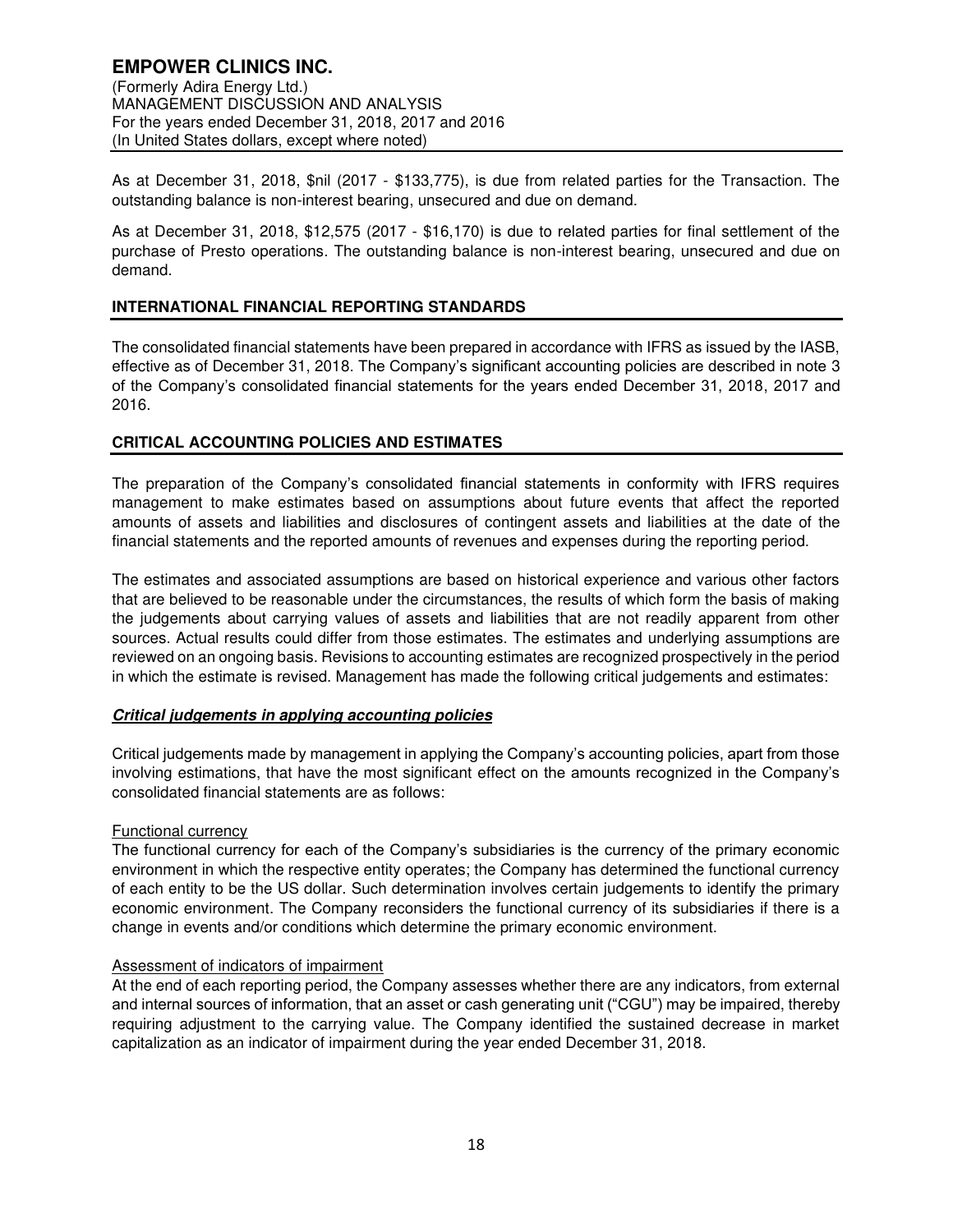As at December 31, 2018, $nil (2017 - $133,775), is due from related parties for the Transaction. The outstanding balance is non-interest bearing, unsecured and due on demand.

As at December 31, 2018, $12,575 (2017 - $16,170) is due to related parties for final settlement of the purchase of Presto operations. The outstanding balance is non-interest bearing, unsecured and due on demand.

## INTERNATIONAL FINANCIAL REPORTING STANDARDS

The consolidated financial statements have been prepared in accordance with IFRS as issued by the IASB, effective as of December 31, 2018. The Company's significant accounting policies are described in note 3 of the Company's consolidated financial statements for the years ended December 31, 2018, 2017 and 2016.

## CRITICAL ACCOUNTING POLICIES AND ESTIMATES

The preparation of the Company's consolidated financial statements in conformity with IFRS requires management to make estimates based on assumptions about future events that affect the reported amounts of assets and liabilities and disclosures of contingent assets and liabilities at the date of the financial statements and the reported amounts of revenues and expenses during the reporting period.

The estimates and associated assumptions are based on historical experience and various other factors that are believed to be reasonable under the circumstances, the results of which form the basis of making the judgements about carrying values of assets and liabilities that are not readily apparent from other sources. Actual results could differ from those estimates. The estimates and underlying assumptions are reviewed on an ongoing basis. Revisions to accounting estimates are recognized prospectively in the period in which the estimate is revised. Management has made the following critical judgements and estimates:

### ***Critical judgements in applying accounting policies***

Critical judgements made by management in applying the Company's accounting policies, apart from those involving estimations, that have the most significant effect on the amounts recognized in the Company's consolidated financial statements are as follows:

Functional currency

The functional currency for each of the Company's subsidiaries is the currency of the primary economic environment in which the respective entity operates; the Company has determined the functional currency of each entity to be the US dollar. Such determination involves certain judgements to identify the primary economic environment. The Company reconsiders the functional currency of its subsidiaries if there is a change in events and/or conditions which determine the primary economic environment.

Assessment of indicators of impairment

At the end of each reporting period, the Company assesses whether there are any indicators, from external and internal sources of information, that an asset or cash generating unit ("CGU") may be impaired, thereby requiring adjustment to the carrying value. The Company identified the sustained decrease in market capitalization as an indicator of impairment during the year ended December 31, 2018.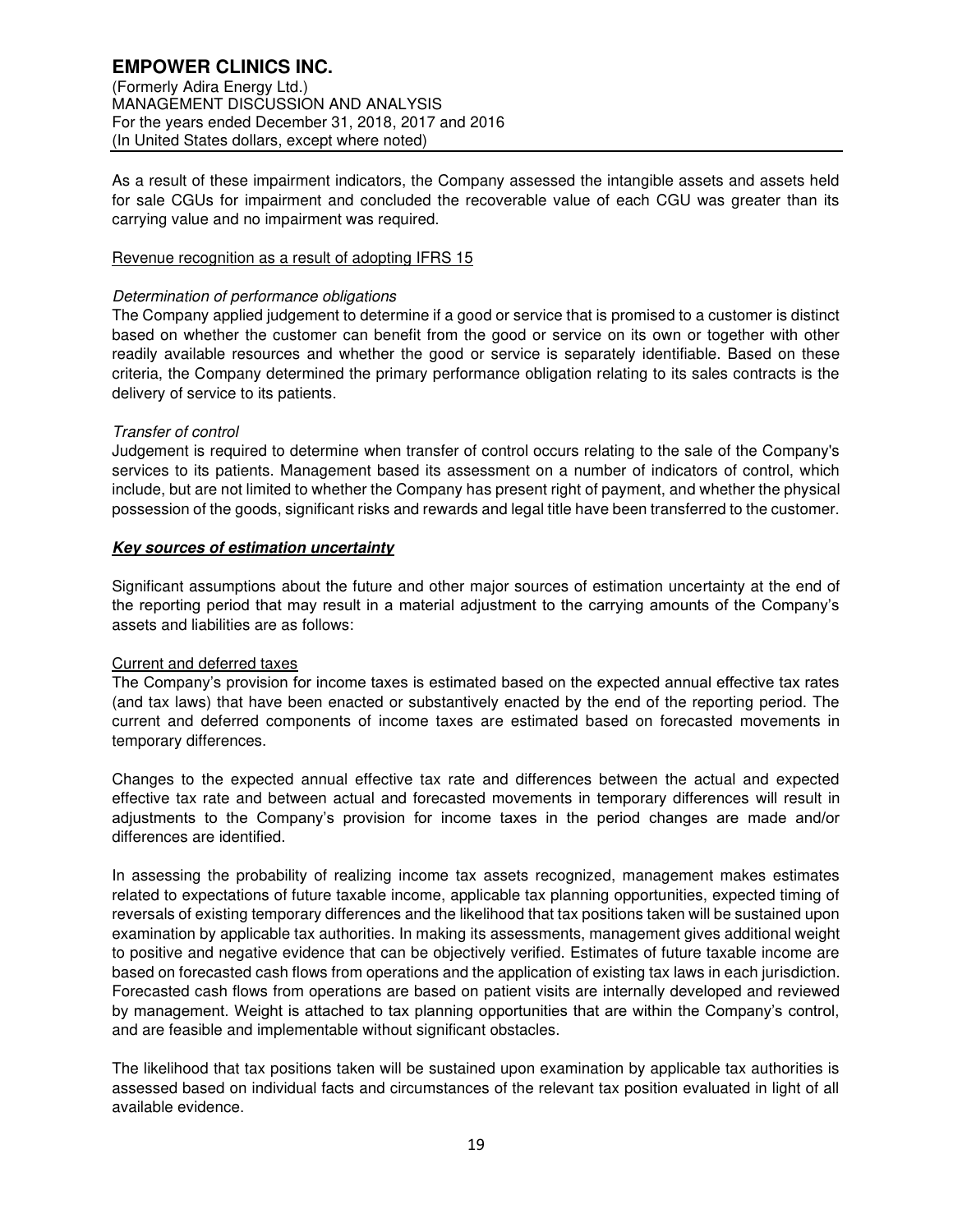As a result of these impairment indicators, the Company assessed the intangible assets and assets held for sale CGUs for impairment and concluded the recoverable value of each CGU was greater than its carrying value and no impairment was required.

Revenue recognition as a result of adopting IFRS 15

*Determination of performance obligations*

The Company applied judgement to determine if a good or service that is promised to a customer is distinct based on whether the customer can benefit from the good or service on its own or together with other readily available resources and whether the good or service is separately identifiable. Based on these criteria, the Company determined the primary performance obligation relating to its sales contracts is the delivery of service to its patients.

*Transfer of control*

Judgement is required to determine when transfer of control occurs relating to the sale of the Company's services to its patients. Management based its assessment on a number of indicators of control, which include, but are not limited to whether the Company has present right of payment, and whether the physical possession of the goods, significant risks and rewards and legal title have been transferred to the customer.

***Key sources of estimation uncertainty***

Significant assumptions about the future and other major sources of estimation uncertainty at the end of the reporting period that may result in a material adjustment to the carrying amounts of the Company's assets and liabilities are as follows:

Current and deferred taxes

The Company's provision for income taxes is estimated based on the expected annual effective tax rates (and tax laws) that have been enacted or substantively enacted by the end of the reporting period. The current and deferred components of income taxes are estimated based on forecasted movements in temporary differences.

Changes to the expected annual effective tax rate and differences between the actual and expected effective tax rate and between actual and forecasted movements in temporary differences will result in adjustments to the Company's provision for income taxes in the period changes are made and/or differences are identified.

In assessing the probability of realizing income tax assets recognized, management makes estimates related to expectations of future taxable income, applicable tax planning opportunities, expected timing of reversals of existing temporary differences and the likelihood that tax positions taken will be sustained upon examination by applicable tax authorities. In making its assessments, management gives additional weight to positive and negative evidence that can be objectively verified. Estimates of future taxable income are based on forecasted cash flows from operations and the application of existing tax laws in each jurisdiction. Forecasted cash flows from operations are based on patient visits are internally developed and reviewed by management. Weight is attached to tax planning opportunities that are within the Company's control, and are feasible and implementable without significant obstacles.

The likelihood that tax positions taken will be sustained upon examination by applicable tax authorities is assessed based on individual facts and circumstances of the relevant tax position evaluated in light of all available evidence.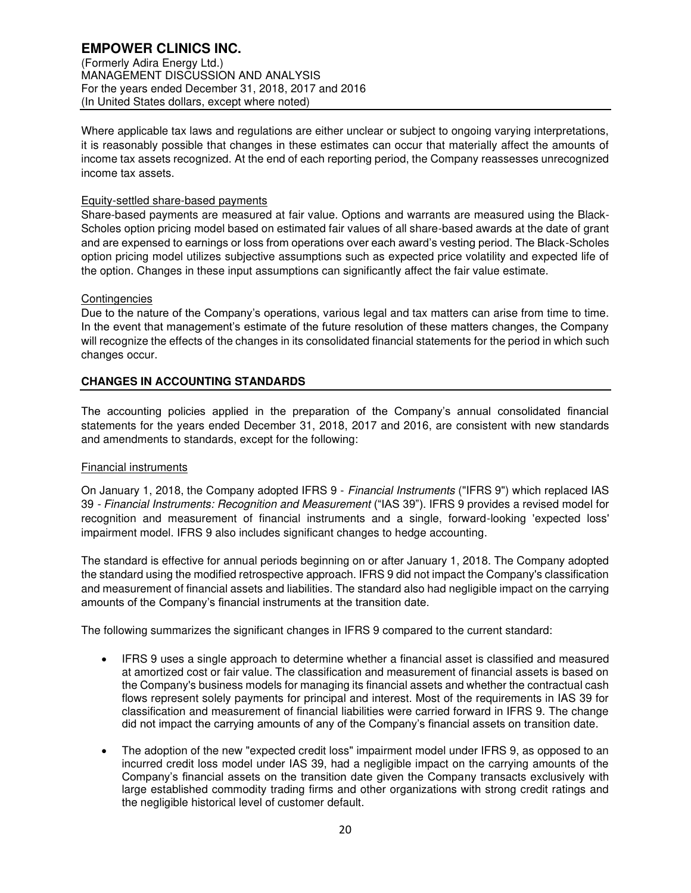Where applicable tax laws and regulations are either unclear or subject to ongoing varying interpretations, it is reasonably possible that changes in these estimates can occur that materially affect the amounts of income tax assets recognized. At the end of each reporting period, the Company reassesses unrecognized income tax assets.

Equity-settled share-based payments

Share-based payments are measured at fair value. Options and warrants are measured using the Black-Scholes option pricing model based on estimated fair values of all share-based awards at the date of grant and are expensed to earnings or loss from operations over each award's vesting period. The Black-Scholes option pricing model utilizes subjective assumptions such as expected price volatility and expected life of the option. Changes in these input assumptions can significantly affect the fair value estimate.

Contingencies

Due to the nature of the Company's operations, various legal and tax matters can arise from time to time. In the event that management's estimate of the future resolution of these matters changes, the Company will recognize the effects of the changes in its consolidated financial statements for the period in which such changes occur.

## CHANGES IN ACCOUNTING STANDARDS

The accounting policies applied in the preparation of the Company's annual consolidated financial statements for the years ended December 31, 2018, 2017 and 2016, are consistent with new standards and amendments to standards, except for the following:

Financial instruments

On January 1, 2018, the Company adopted IFRS 9 - *Financial Instruments* ("IFRS 9") which replaced IAS 39 - *Financial Instruments: Recognition and Measurement* ("IAS 39"). IFRS 9 provides a revised model for recognition and measurement of financial instruments and a single, forward-looking 'expected loss' impairment model. IFRS 9 also includes significant changes to hedge accounting.

The standard is effective for annual periods beginning on or after January 1, 2018. The Company adopted the standard using the modified retrospective approach. IFRS 9 did not impact the Company's classification and measurement of financial assets and liabilities. The standard also had negligible impact on the carrying amounts of the Company's financial instruments at the transition date.

The following summarizes the significant changes in IFRS 9 compared to the current standard:

- IFRS 9 uses a single approach to determine whether a financial asset is classified and measured at amortized cost or fair value. The classification and measurement of financial assets is based on the Company's business models for managing its financial assets and whether the contractual cash flows represent solely payments for principal and interest. Most of the requirements in IAS 39 for classification and measurement of financial liabilities were carried forward in IFRS 9. The change did not impact the carrying amounts of any of the Company's financial assets on transition date.
- The adoption of the new "expected credit loss" impairment model under IFRS 9, as opposed to an incurred credit loss model under IAS 39, had a negligible impact on the carrying amounts of the Company's financial assets on the transition date given the Company transacts exclusively with large established commodity trading firms and other organizations with strong credit ratings and the negligible historical level of customer default.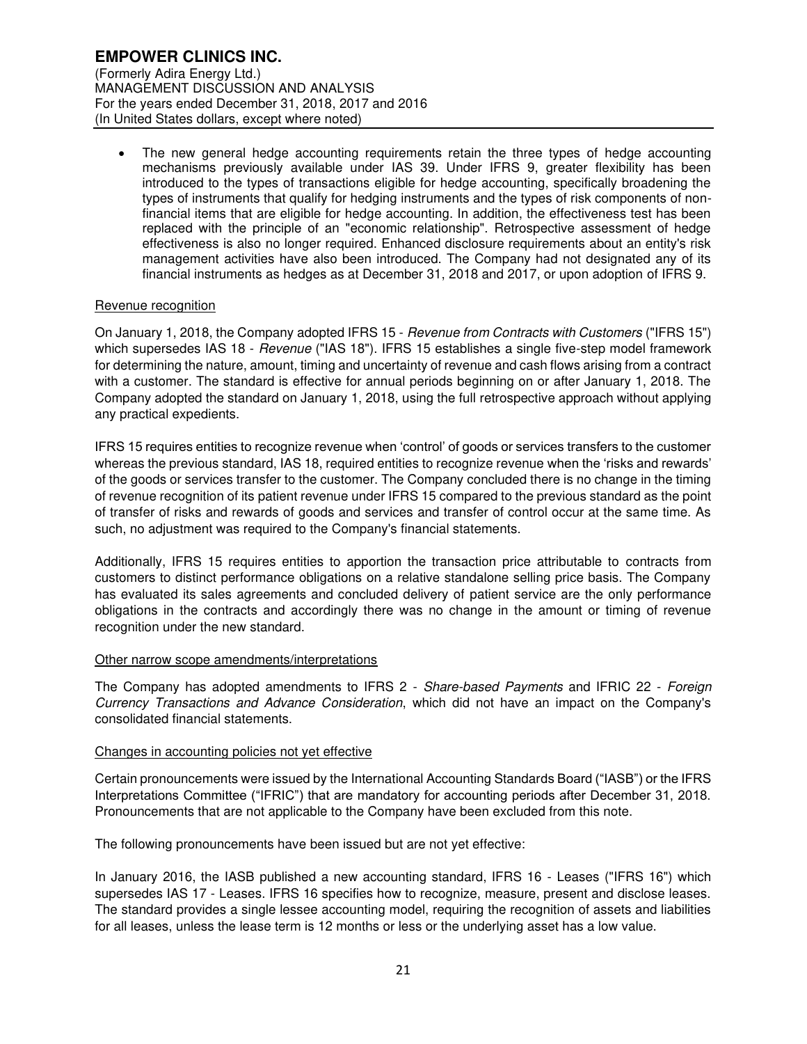- The new general hedge accounting requirements retain the three types of hedge accounting mechanisms previously available under IAS 39. Under IFRS 9, greater flexibility has been introduced to the types of transactions eligible for hedge accounting, specifically broadening the types of instruments that qualify for hedging instruments and the types of risk components of non-financial items that are eligible for hedge accounting. In addition, the effectiveness test has been replaced with the principle of an "economic relationship". Retrospective assessment of hedge effectiveness is also no longer required. Enhanced disclosure requirements about an entity's risk management activities have also been introduced. The Company had not designated any of its financial instruments as hedges as at December 31, 2018 and 2017, or upon adoption of IFRS 9.

Revenue recognition

On January 1, 2018, the Company adopted IFRS 15 - *Revenue from Contracts with Customers* ("IFRS 15") which supersedes IAS 18 - *Revenue* ("IAS 18"). IFRS 15 establishes a single five-step model framework for determining the nature, amount, timing and uncertainty of revenue and cash flows arising from a contract with a customer. The standard is effective for annual periods beginning on or after January 1, 2018. The Company adopted the standard on January 1, 2018, using the full retrospective approach without applying any practical expedients.

IFRS 15 requires entities to recognize revenue when 'control' of goods or services transfers to the customer whereas the previous standard, IAS 18, required entities to recognize revenue when the 'risks and rewards' of the goods or services transfer to the customer. The Company concluded there is no change in the timing of revenue recognition of its patient revenue under IFRS 15 compared to the previous standard as the point of transfer of risks and rewards of goods and services and transfer of control occur at the same time. As such, no adjustment was required to the Company's financial statements.

Additionally, IFRS 15 requires entities to apportion the transaction price attributable to contracts from customers to distinct performance obligations on a relative standalone selling price basis. The Company has evaluated its sales agreements and concluded delivery of patient service are the only performance obligations in the contracts and accordingly there was no change in the amount or timing of revenue recognition under the new standard.

Other narrow scope amendments/interpretations

The Company has adopted amendments to IFRS 2 - *Share-based Payments* and IFRIC 22 - *Foreign Currency Transactions and Advance Consideration*, which did not have an impact on the Company's consolidated financial statements.

Changes in accounting policies not yet effective

Certain pronouncements were issued by the International Accounting Standards Board ("IASB") or the IFRS Interpretations Committee ("IFRIC") that are mandatory for accounting periods after December 31, 2018. Pronouncements that are not applicable to the Company have been excluded from this note.

The following pronouncements have been issued but are not yet effective:

In January 2016, the IASB published a new accounting standard, IFRS 16 - Leases ("IFRS 16") which supersedes IAS 17 - Leases. IFRS 16 specifies how to recognize, measure, present and disclose leases. The standard provides a single lessee accounting model, requiring the recognition of assets and liabilities for all leases, unless the lease term is 12 months or less or the underlying asset has a low value.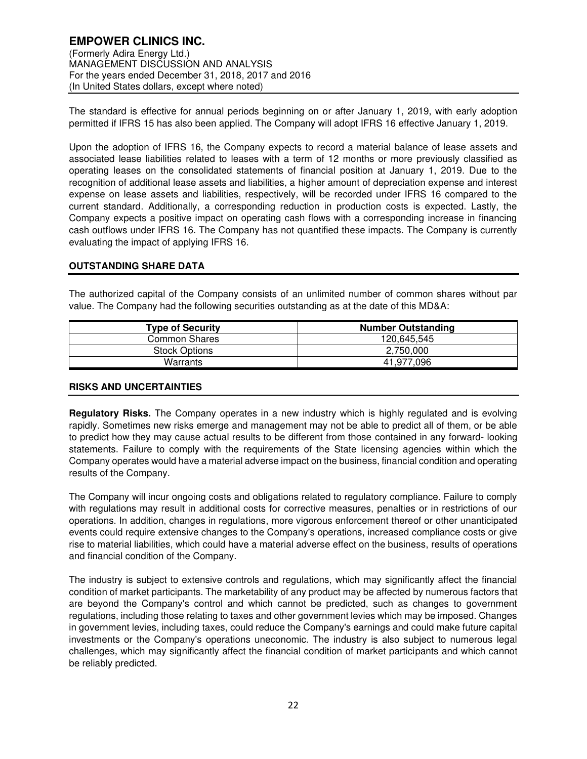The standard is effective for annual periods beginning on or after January 1, 2019, with early adoption permitted if IFRS 15 has also been applied. The Company will adopt IFRS 16 effective January 1, 2019.

Upon the adoption of IFRS 16, the Company expects to record a material balance of lease assets and associated lease liabilities related to leases with a term of 12 months or more previously classified as operating leases on the consolidated statements of financial position at January 1, 2019. Due to the recognition of additional lease assets and liabilities, a higher amount of depreciation expense and interest expense on lease assets and liabilities, respectively, will be recorded under IFRS 16 compared to the current standard. Additionally, a corresponding reduction in production costs is expected. Lastly, the Company expects a positive impact on operating cash flows with a corresponding increase in financing cash outflows under IFRS 16. The Company has not quantified these impacts. The Company is currently evaluating the impact of applying IFRS 16.

## OUTSTANDING SHARE DATA

The authorized capital of the Company consists of an unlimited number of common shares without par value. The Company had the following securities outstanding as at the date of this MD&A:

| Type of Security | Number Outstanding |
|---|---|
| Common Shares | 120,645,545 |
| Stock Options | 2,750,000 |
| Warrants | 41,977,096 |

## RISKS AND UNCERTAINTIES

**Regulatory Risks.** The Company operates in a new industry which is highly regulated and is evolving rapidly. Sometimes new risks emerge and management may not be able to predict all of them, or be able to predict how they may cause actual results to be different from those contained in any forward- looking statements. Failure to comply with the requirements of the State licensing agencies within which the Company operates would have a material adverse impact on the business, financial condition and operating results of the Company.

The Company will incur ongoing costs and obligations related to regulatory compliance. Failure to comply with regulations may result in additional costs for corrective measures, penalties or in restrictions of our operations. In addition, changes in regulations, more vigorous enforcement thereof or other unanticipated events could require extensive changes to the Company's operations, increased compliance costs or give rise to material liabilities, which could have a material adverse effect on the business, results of operations and financial condition of the Company.

The industry is subject to extensive controls and regulations, which may significantly affect the financial condition of market participants. The marketability of any product may be affected by numerous factors that are beyond the Company's control and which cannot be predicted, such as changes to government regulations, including those relating to taxes and other government levies which may be imposed. Changes in government levies, including taxes, could reduce the Company's earnings and could make future capital investments or the Company's operations uneconomic. The industry is also subject to numerous legal challenges, which may significantly affect the financial condition of market participants and which cannot be reliably predicted.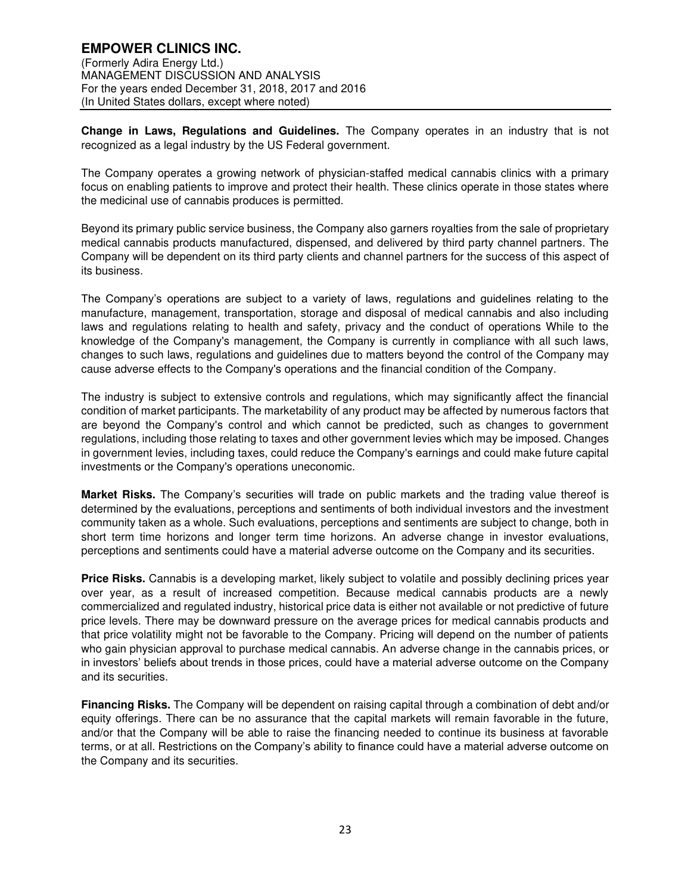**Change in Laws, Regulations and Guidelines.** The Company operates in an industry that is not recognized as a legal industry by the US Federal government.

The Company operates a growing network of physician-staffed medical cannabis clinics with a primary focus on enabling patients to improve and protect their health. These clinics operate in those states where the medicinal use of cannabis produces is permitted.

Beyond its primary public service business, the Company also garners royalties from the sale of proprietary medical cannabis products manufactured, dispensed, and delivered by third party channel partners. The Company will be dependent on its third party clients and channel partners for the success of this aspect of its business.

The Company's operations are subject to a variety of laws, regulations and guidelines relating to the manufacture, management, transportation, storage and disposal of medical cannabis and also including laws and regulations relating to health and safety, privacy and the conduct of operations While to the knowledge of the Company's management, the Company is currently in compliance with all such laws, changes to such laws, regulations and guidelines due to matters beyond the control of the Company may cause adverse effects to the Company's operations and the financial condition of the Company.

The industry is subject to extensive controls and regulations, which may significantly affect the financial condition of market participants. The marketability of any product may be affected by numerous factors that are beyond the Company's control and which cannot be predicted, such as changes to government regulations, including those relating to taxes and other government levies which may be imposed. Changes in government levies, including taxes, could reduce the Company's earnings and could make future capital investments or the Company's operations uneconomic.

**Market Risks.** The Company's securities will trade on public markets and the trading value thereof is determined by the evaluations, perceptions and sentiments of both individual investors and the investment community taken as a whole. Such evaluations, perceptions and sentiments are subject to change, both in short term time horizons and longer term time horizons. An adverse change in investor evaluations, perceptions and sentiments could have a material adverse outcome on the Company and its securities.

**Price Risks.** Cannabis is a developing market, likely subject to volatile and possibly declining prices year over year, as a result of increased competition. Because medical cannabis products are a newly commercialized and regulated industry, historical price data is either not available or not predictive of future price levels. There may be downward pressure on the average prices for medical cannabis products and that price volatility might not be favorable to the Company. Pricing will depend on the number of patients who gain physician approval to purchase medical cannabis. An adverse change in the cannabis prices, or in investors' beliefs about trends in those prices, could have a material adverse outcome on the Company and its securities.

**Financing Risks.** The Company will be dependent on raising capital through a combination of debt and/or equity offerings. There can be no assurance that the capital markets will remain favorable in the future, and/or that the Company will be able to raise the financing needed to continue its business at favorable terms, or at all. Restrictions on the Company's ability to finance could have a material adverse outcome on the Company and its securities.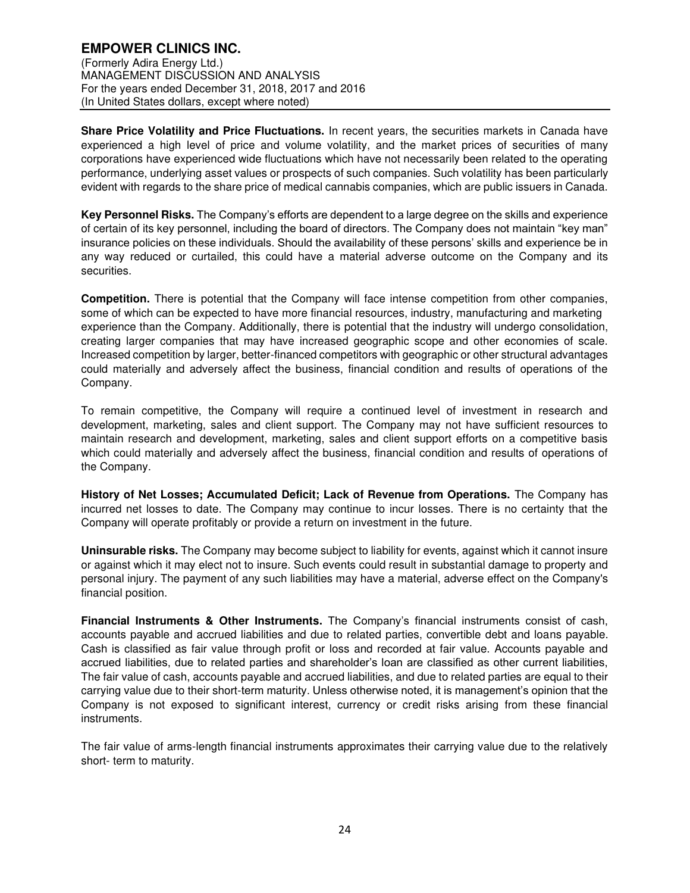**Share Price Volatility and Price Fluctuations.** In recent years, the securities markets in Canada have experienced a high level of price and volume volatility, and the market prices of securities of many corporations have experienced wide fluctuations which have not necessarily been related to the operating performance, underlying asset values or prospects of such companies. Such volatility has been particularly evident with regards to the share price of medical cannabis companies, which are public issuers in Canada.

**Key Personnel Risks.** The Company's efforts are dependent to a large degree on the skills and experience of certain of its key personnel, including the board of directors. The Company does not maintain "key man" insurance policies on these individuals. Should the availability of these persons' skills and experience be in any way reduced or curtailed, this could have a material adverse outcome on the Company and its securities.

**Competition.** There is potential that the Company will face intense competition from other companies, some of which can be expected to have more financial resources, industry, manufacturing and marketing experience than the Company. Additionally, there is potential that the industry will undergo consolidation, creating larger companies that may have increased geographic scope and other economies of scale. Increased competition by larger, better-financed competitors with geographic or other structural advantages could materially and adversely affect the business, financial condition and results of operations of the Company.

To remain competitive, the Company will require a continued level of investment in research and development, marketing, sales and client support. The Company may not have sufficient resources to maintain research and development, marketing, sales and client support efforts on a competitive basis which could materially and adversely affect the business, financial condition and results of operations of the Company.

**History of Net Losses; Accumulated Deficit; Lack of Revenue from Operations.** The Company has incurred net losses to date. The Company may continue to incur losses. There is no certainty that the Company will operate profitably or provide a return on investment in the future.

**Uninsurable risks.** The Company may become subject to liability for events, against which it cannot insure or against which it may elect not to insure. Such events could result in substantial damage to property and personal injury. The payment of any such liabilities may have a material, adverse effect on the Company's financial position.

**Financial Instruments & Other Instruments.** The Company's financial instruments consist of cash, accounts payable and accrued liabilities and due to related parties, convertible debt and loans payable. Cash is classified as fair value through profit or loss and recorded at fair value. Accounts payable and accrued liabilities, due to related parties and shareholder's loan are classified as other current liabilities, The fair value of cash, accounts payable and accrued liabilities, and due to related parties are equal to their carrying value due to their short-term maturity. Unless otherwise noted, it is management's opinion that the Company is not exposed to significant interest, currency or credit risks arising from these financial instruments.

The fair value of arms-length financial instruments approximates their carrying value due to the relatively short- term to maturity.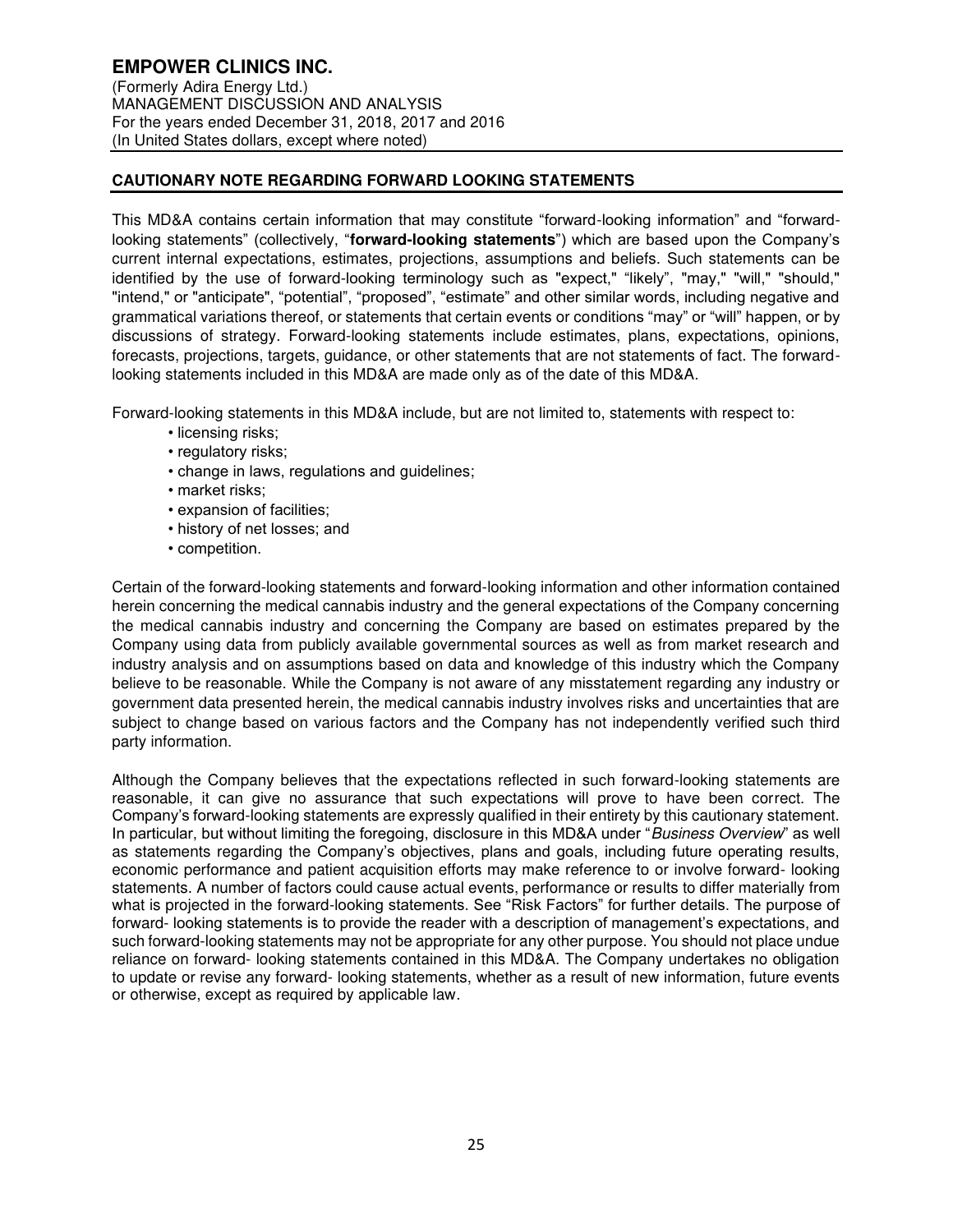**EMPOWER CLINICS INC.**
(Formerly Adira Energy Ltd.)
MANAGEMENT DISCUSSION AND ANALYSIS
For the years ended December 31, 2018, 2017 and 2016
(In United States dollars, except where noted)

## CAUTIONARY NOTE REGARDING FORWARD LOOKING STATEMENTS

This MD&A contains certain information that may constitute "forward-looking information" and "forward-looking statements" (collectively, "**forward-looking statements**") which are based upon the Company's current internal expectations, estimates, projections, assumptions and beliefs. Such statements can be identified by the use of forward-looking terminology such as "expect," "likely", "may," "will," "should," "intend," or "anticipate", "potential", "proposed", "estimate" and other similar words, including negative and grammatical variations thereof, or statements that certain events or conditions "may" or "will" happen, or by discussions of strategy. Forward-looking statements include estimates, plans, expectations, opinions, forecasts, projections, targets, guidance, or other statements that are not statements of fact. The forward-looking statements included in this MD&A are made only as of the date of this MD&A.

Forward-looking statements in this MD&A include, but are not limited to, statements with respect to:

- licensing risks;
- regulatory risks;
- change in laws, regulations and guidelines;
- market risks;
- expansion of facilities;
- history of net losses; and
- competition.

Certain of the forward-looking statements and forward-looking information and other information contained herein concerning the medical cannabis industry and the general expectations of the Company concerning the medical cannabis industry and concerning the Company are based on estimates prepared by the Company using data from publicly available governmental sources as well as from market research and industry analysis and on assumptions based on data and knowledge of this industry which the Company believe to be reasonable. While the Company is not aware of any misstatement regarding any industry or government data presented herein, the medical cannabis industry involves risks and uncertainties that are subject to change based on various factors and the Company has not independently verified such third party information.

Although the Company believes that the expectations reflected in such forward-looking statements are reasonable, it can give no assurance that such expectations will prove to have been correct. The Company's forward-looking statements are expressly qualified in their entirety by this cautionary statement. In particular, but without limiting the foregoing, disclosure in this MD&A under "*Business Overview*" as well as statements regarding the Company's objectives, plans and goals, including future operating results, economic performance and patient acquisition efforts may make reference to or involve forward- looking statements. A number of factors could cause actual events, performance or results to differ materially from what is projected in the forward-looking statements. See "Risk Factors" for further details. The purpose of forward- looking statements is to provide the reader with a description of management's expectations, and such forward-looking statements may not be appropriate for any other purpose. You should not place undue reliance on forward- looking statements contained in this MD&A. The Company undertakes no obligation to update or revise any forward- looking statements, whether as a result of new information, future events or otherwise, except as required by applicable law.